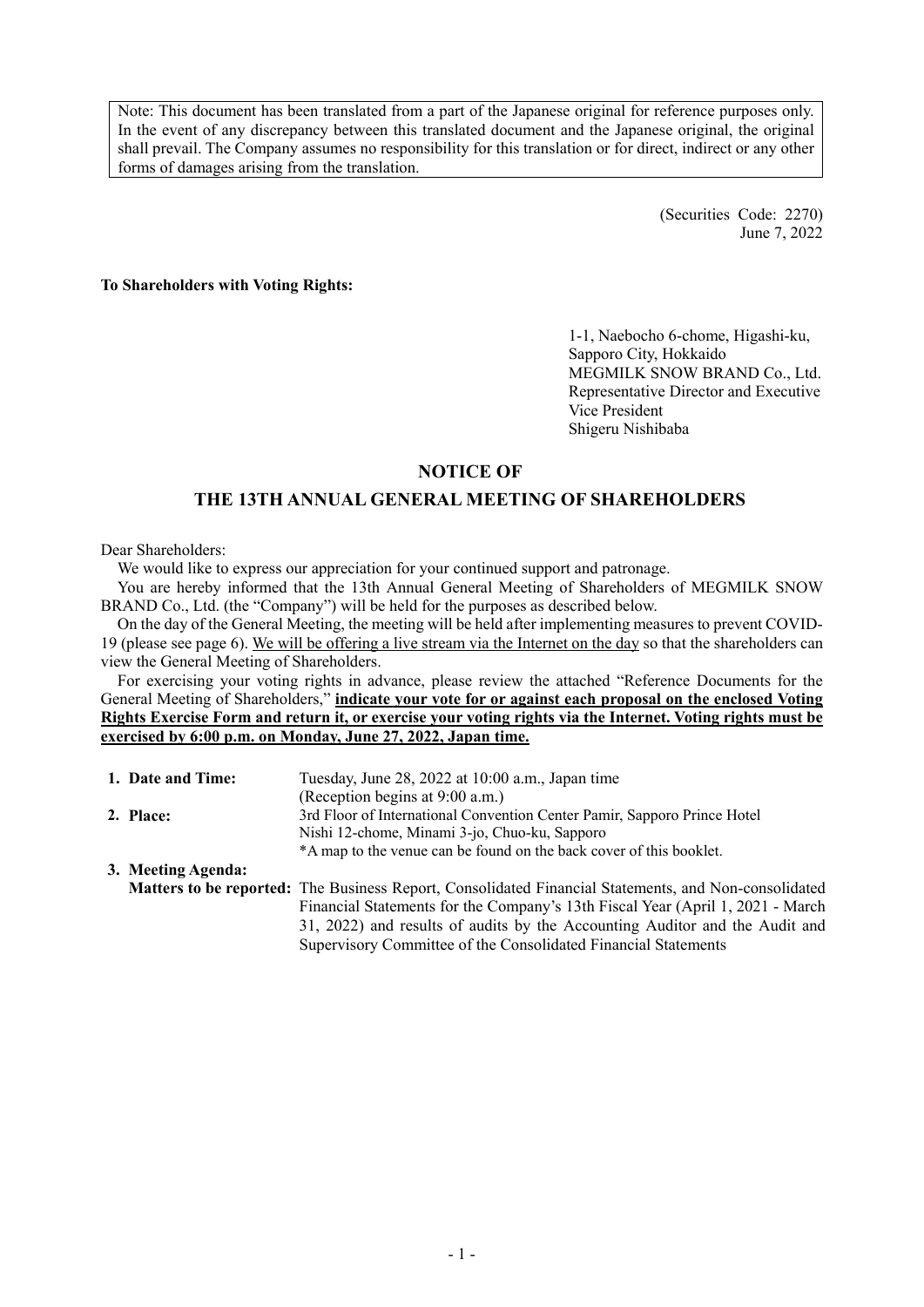Note: This document has been translated from a part of the Japanese original for reference purposes only. In the event of any discrepancy between this translated document and the Japanese original, the original shall prevail. The Company assumes no responsibility for this translation or for direct, indirect or any other forms of damages arising from the translation.

(Securities Code: 2270)
June 7, 2022

**To Shareholders with Voting Rights:**

1-1, Naebocho 6-chome, Higashi-ku,
Sapporo City, Hokkaido
MEGMILK SNOW BRAND Co., Ltd.
Representative Director and Executive Vice President
Shigeru Nishibaba

# NOTICE OF
# THE 13TH ANNUAL GENERAL MEETING OF SHAREHOLDERS

Dear Shareholders:

We would like to express our appreciation for your continued support and patronage.

You are hereby informed that the 13th Annual General Meeting of Shareholders of MEGMILK SNOW BRAND Co., Ltd. (the "Company") will be held for the purposes as described below.

On the day of the General Meeting, the meeting will be held after implementing measures to prevent COVID-19 (please see page 6). We will be offering a live stream via the Internet on the day so that the shareholders can view the General Meeting of Shareholders.

For exercising your voting rights in advance, please review the attached "Reference Documents for the General Meeting of Shareholders," **indicate your vote for or against each proposal on the enclosed Voting Rights Exercise Form and return it, or exercise your voting rights via the Internet. Voting rights must be exercised by 6:00 p.m. on Monday, June 27, 2022, Japan time.**

**1. Date and Time:** Tuesday, June 28, 2022 at 10:00 a.m., Japan time
(Reception begins at 9:00 a.m.)

**2. Place:** 3rd Floor of International Convention Center Pamir, Sapporo Prince Hotel
Nishi 12-chome, Minami 3-jo, Chuo-ku, Sapporo
*A map to the venue can be found on the back cover of this booklet.

**3. Meeting Agenda:**

**Matters to be reported:** The Business Report, Consolidated Financial Statements, and Non-consolidated Financial Statements for the Company's 13th Fiscal Year (April 1, 2021 - March 31, 2022) and results of audits by the Accounting Auditor and the Audit and Supervisory Committee of the Consolidated Financial Statements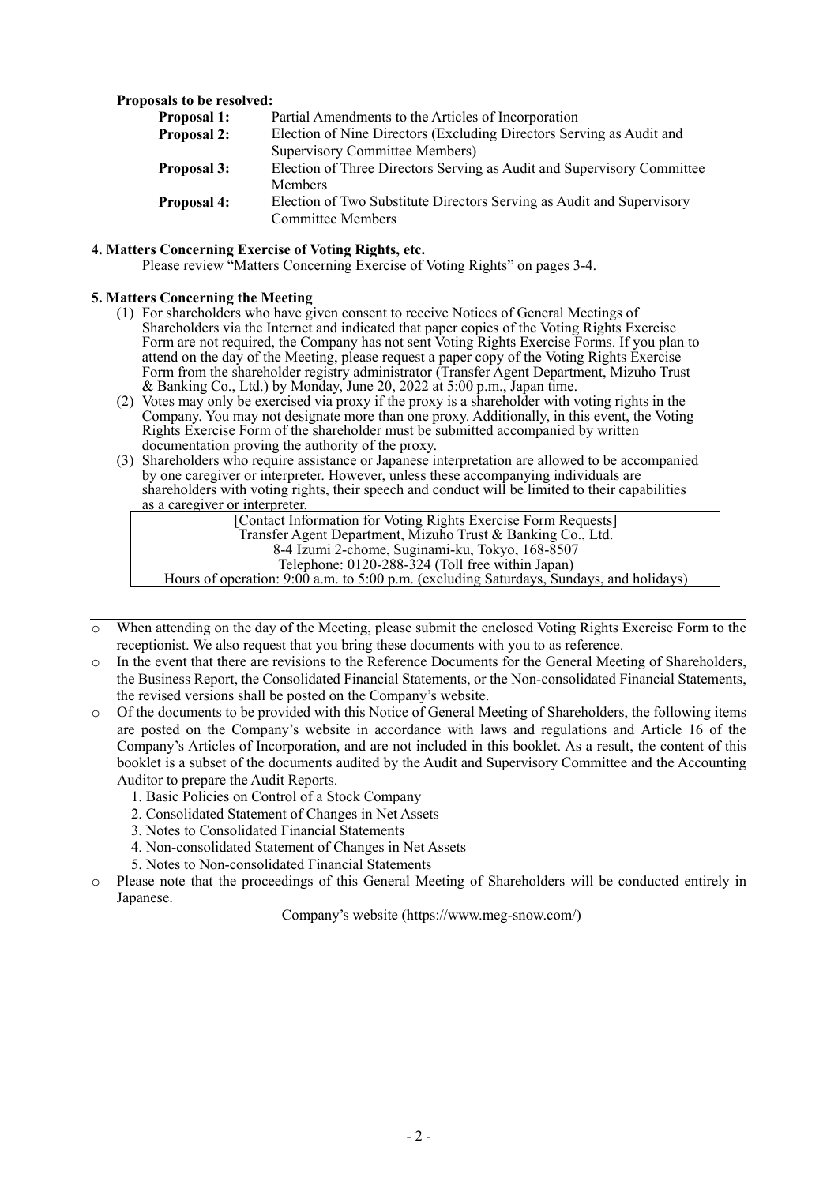**Proposals to be resolved:**

| | |
|---|---|
| **Proposal 1:** | Partial Amendments to the Articles of Incorporation |
| **Proposal 2:** | Election of Nine Directors (Excluding Directors Serving as Audit and Supervisory Committee Members) |
| **Proposal 3:** | Election of Three Directors Serving as Audit and Supervisory Committee Members |
| **Proposal 4:** | Election of Two Substitute Directors Serving as Audit and Supervisory Committee Members |

**4. Matters Concerning Exercise of Voting Rights, etc.**

Please review "Matters Concerning Exercise of Voting Rights" on pages 3-4.

**5. Matters Concerning the Meeting**

(1) For shareholders who have given consent to receive Notices of General Meetings of Shareholders via the Internet and indicated that paper copies of the Voting Rights Exercise Form are not required, the Company has not sent Voting Rights Exercise Forms. If you plan to attend on the day of the Meeting, please request a paper copy of the Voting Rights Exercise Form from the shareholder registry administrator (Transfer Agent Department, Mizuho Trust & Banking Co., Ltd.) by Monday, June 20, 2022 at 5:00 p.m., Japan time.

(2) Votes may only be exercised via proxy if the proxy is a shareholder with voting rights in the Company. You may not designate more than one proxy. Additionally, in this event, the Voting Rights Exercise Form of the shareholder must be submitted accompanied by written documentation proving the authority of the proxy.

(3) Shareholders who require assistance or Japanese interpretation are allowed to be accompanied by one caregiver or interpreter. However, unless these accompanying individuals are shareholders with voting rights, their speech and conduct will be limited to their capabilities as a caregiver or interpreter.

| [Contact Information for Voting Rights Exercise Form Requests] |
|---|
| Transfer Agent Department, Mizuho Trust & Banking Co., Ltd. |
| 8-4 Izumi 2-chome, Suginami-ku, Tokyo, 168-8507 |
| Telephone: 0120-288-324 (Toll free within Japan) |
| Hours of operation: 9:00 a.m. to 5:00 p.m. (excluding Saturdays, Sundays, and holidays) |

---

- When attending on the day of the Meeting, please submit the enclosed Voting Rights Exercise Form to the receptionist. We also request that you bring these documents with you to as reference.
- In the event that there are revisions to the Reference Documents for the General Meeting of Shareholders, the Business Report, the Consolidated Financial Statements, or the Non-consolidated Financial Statements, the revised versions shall be posted on the Company's website.
- Of the documents to be provided with this Notice of General Meeting of Shareholders, the following items are posted on the Company's website in accordance with laws and regulations and Article 16 of the Company's Articles of Incorporation, and are not included in this booklet. As a result, the content of this booklet is a subset of the documents audited by the Audit and Supervisory Committee and the Accounting Auditor to prepare the Audit Reports.
  1. Basic Policies on Control of a Stock Company
  2. Consolidated Statement of Changes in Net Assets
  3. Notes to Consolidated Financial Statements
  4. Non-consolidated Statement of Changes in Net Assets
  5. Notes to Non-consolidated Financial Statements
- Please note that the proceedings of this General Meeting of Shareholders will be conducted entirely in Japanese.

Company's website (https://www.meg-snow.com/)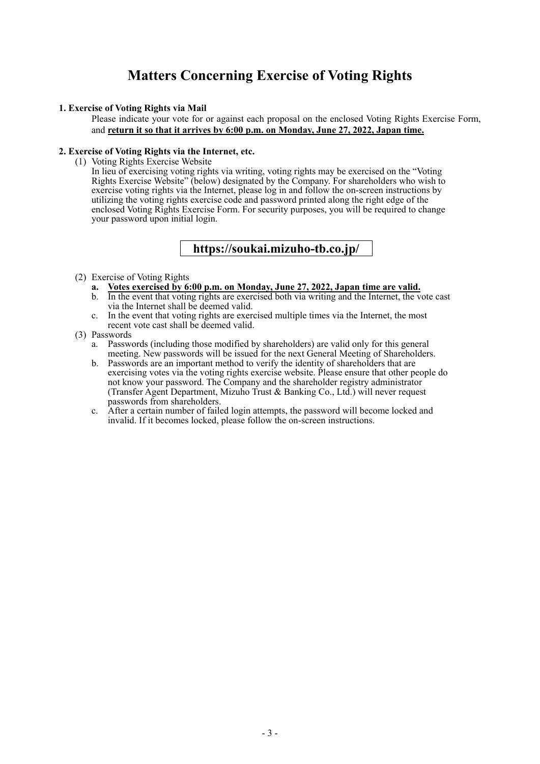# Matters Concerning Exercise of Voting Rights

### 1. Exercise of Voting Rights via Mail

Please indicate your vote for or against each proposal on the enclosed Voting Rights Exercise Form, and **return it so that it arrives by 6:00 p.m. on Monday, June 27, 2022, Japan time.**

### 2. Exercise of Voting Rights via the Internet, etc.

(1) Voting Rights Exercise Website

In lieu of exercising voting rights via writing, voting rights may be exercised on the "Voting Rights Exercise Website" (below) designated by the Company. For shareholders who wish to exercise voting rights via the Internet, please log in and follow the on-screen instructions by utilizing the voting rights exercise code and password printed along the right edge of the enclosed Voting Rights Exercise Form. For security purposes, you will be required to change your password upon initial login.

**https://soukai.mizuho-tb.co.jp/**

(2) Exercise of Voting Rights

a. **Votes exercised by 6:00 p.m. on Monday, June 27, 2022, Japan time are valid.**

b. In the event that voting rights are exercised both via writing and the Internet, the vote cast via the Internet shall be deemed valid.

c. In the event that voting rights are exercised multiple times via the Internet, the most recent vote cast shall be deemed valid.

(3) Passwords

a. Passwords (including those modified by shareholders) are valid only for this general meeting. New passwords will be issued for the next General Meeting of Shareholders.

b. Passwords are an important method to verify the identity of shareholders that are exercising votes via the voting rights exercise website. Please ensure that other people do not know your password. The Company and the shareholder registry administrator (Transfer Agent Department, Mizuho Trust & Banking Co., Ltd.) will never request passwords from shareholders.

c. After a certain number of failed login attempts, the password will become locked and invalid. If it becomes locked, please follow the on-screen instructions.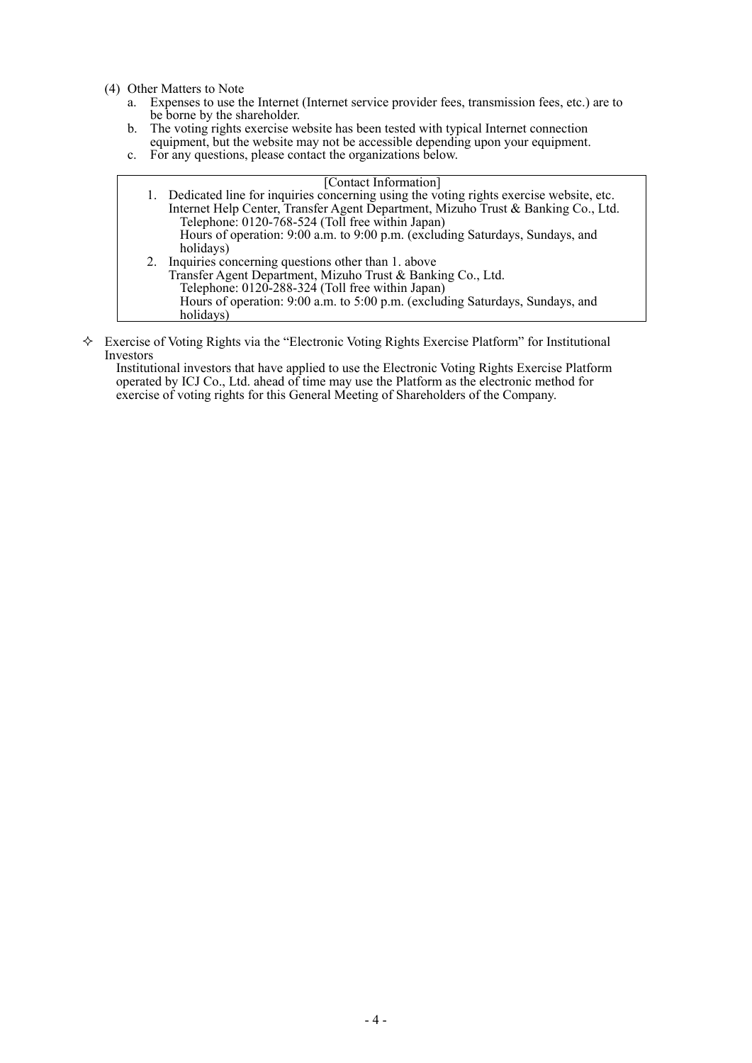(4) Other Matters to Note

a. Expenses to use the Internet (Internet service provider fees, transmission fees, etc.) are to be borne by the shareholder.

b. The voting rights exercise website has been tested with typical Internet connection equipment, but the website may not be accessible depending upon your equipment.

c. For any questions, please contact the organizations below.

[Contact Information]

1. Dedicated line for inquiries concerning using the voting rights exercise website, etc.
   Internet Help Center, Transfer Agent Department, Mizuho Trust & Banking Co., Ltd.
   Telephone: 0120-768-524 (Toll free within Japan)
   Hours of operation: 9:00 a.m. to 9:00 p.m. (excluding Saturdays, Sundays, and holidays)
2. Inquiries concerning questions other than 1. above
   Transfer Agent Department, Mizuho Trust & Banking Co., Ltd.
   Telephone: 0120-288-324 (Toll free within Japan)
   Hours of operation: 9:00 a.m. to 5:00 p.m. (excluding Saturdays, Sundays, and holidays)

✧ Exercise of Voting Rights via the "Electronic Voting Rights Exercise Platform" for Institutional Investors

Institutional investors that have applied to use the Electronic Voting Rights Exercise Platform operated by ICJ Co., Ltd. ahead of time may use the Platform as the electronic method for exercise of voting rights for this General Meeting of Shareholders of the Company.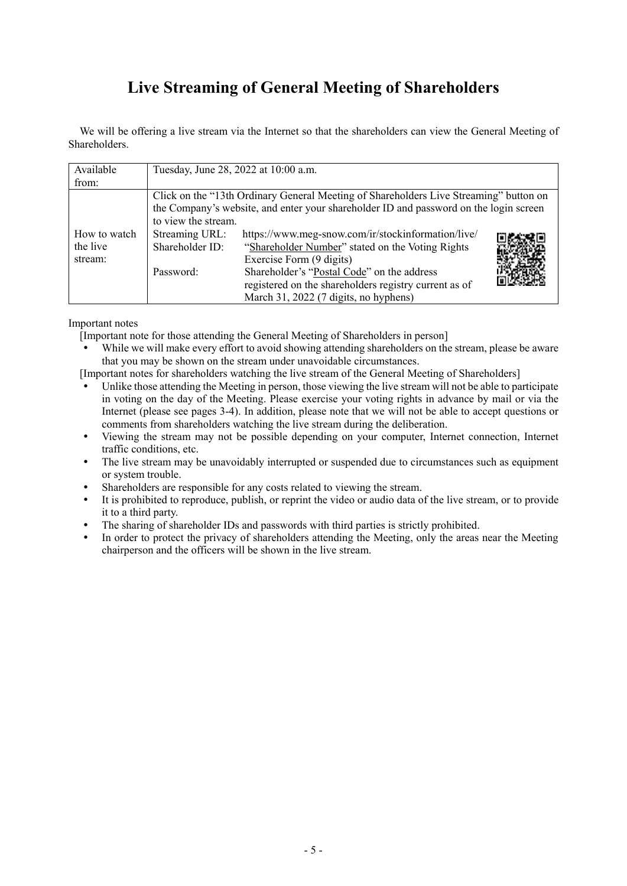# Live Streaming of General Meeting of Shareholders

We will be offering a live stream via the Internet so that the shareholders can view the General Meeting of Shareholders.

| Available from: | Tuesday, June 28, 2022 at 10:00 a.m. |
|---|---|
| How to watch the live stream: | Click on the "13th Ordinary General Meeting of Shareholders Live Streaming" button on the Company's website, and enter your shareholder ID and password on the login screen to view the stream.<br>Streaming URL: https://www.meg-snow.com/ir/stockinformation/live/<br>Shareholder ID: "Shareholder Number" stated on the Voting Rights Exercise Form (9 digits)<br>Password: Shareholder's "Postal Code" on the address registered on the shareholders registry current as of March 31, 2022 (7 digits, no hyphens) |

Important notes

[Important note for those attending the General Meeting of Shareholders in person]

- While we will make every effort to avoid showing attending shareholders on the stream, please be aware that you may be shown on the stream under unavoidable circumstances.

[Important notes for shareholders watching the live stream of the General Meeting of Shareholders]

- Unlike those attending the Meeting in person, those viewing the live stream will not be able to participate in voting on the day of the Meeting. Please exercise your voting rights in advance by mail or via the Internet (please see pages 3-4). In addition, please note that we will not be able to accept questions or comments from shareholders watching the live stream during the deliberation.
- Viewing the stream may not be possible depending on your computer, Internet connection, Internet traffic conditions, etc.
- The live stream may be unavoidably interrupted or suspended due to circumstances such as equipment or system trouble.
- Shareholders are responsible for any costs related to viewing the stream.
- It is prohibited to reproduce, publish, or reprint the video or audio data of the live stream, or to provide it to a third party.
- The sharing of shareholder IDs and passwords with third parties is strictly prohibited.
- In order to protect the privacy of shareholders attending the Meeting, only the areas near the Meeting chairperson and the officers will be shown in the live stream.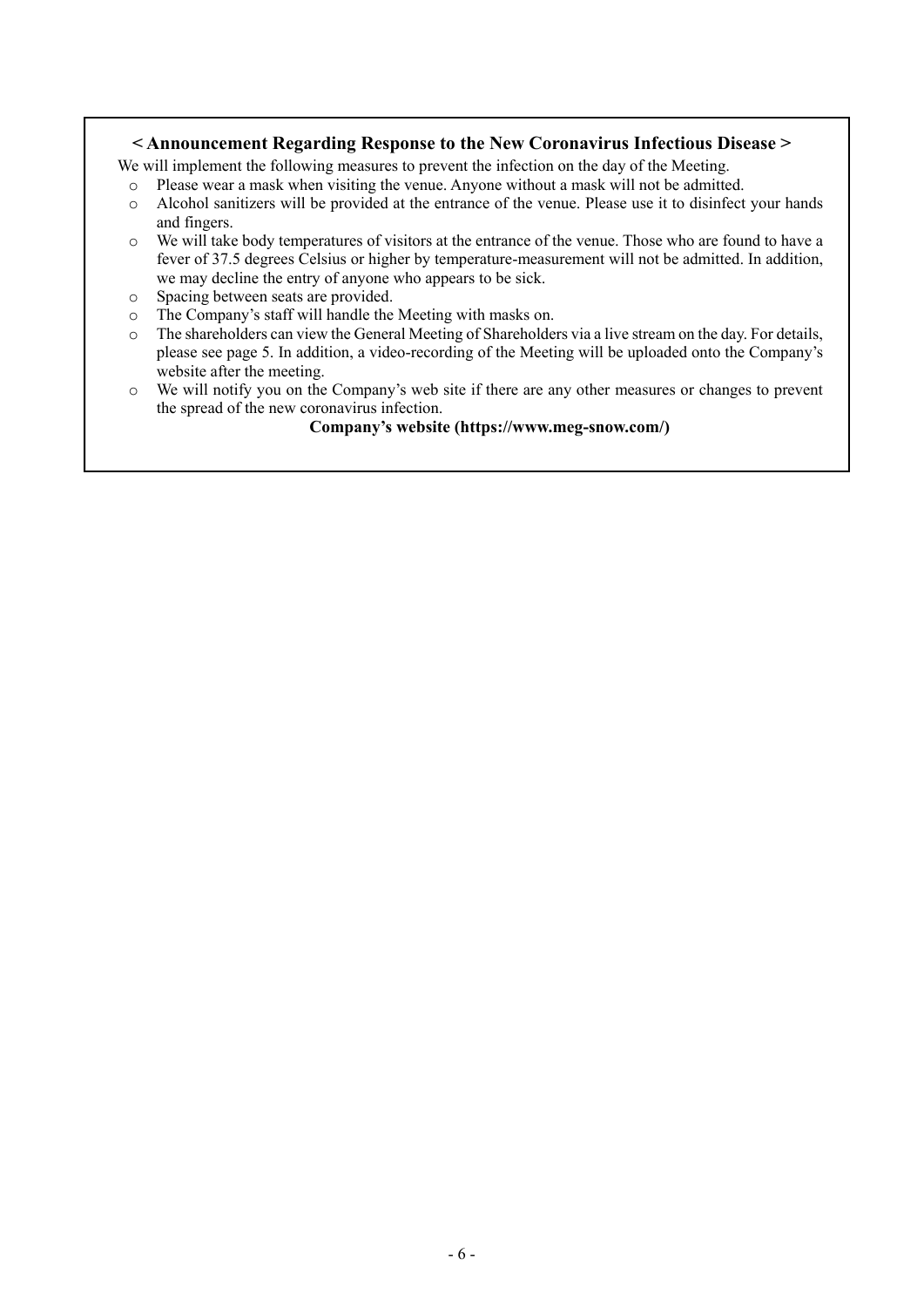## < Announcement Regarding Response to the New Coronavirus Infectious Disease >

We will implement the following measures to prevent the infection on the day of the Meeting.

- Please wear a mask when visiting the venue. Anyone without a mask will not be admitted.
- Alcohol sanitizers will be provided at the entrance of the venue. Please use it to disinfect your hands and fingers.
- We will take body temperatures of visitors at the entrance of the venue. Those who are found to have a fever of 37.5 degrees Celsius or higher by temperature-measurement will not be admitted. In addition, we may decline the entry of anyone who appears to be sick.
- Spacing between seats are provided.
- The Company's staff will handle the Meeting with masks on.
- The shareholders can view the General Meeting of Shareholders via a live stream on the day. For details, please see page 5. In addition, a video-recording of the Meeting will be uploaded onto the Company's website after the meeting.
- We will notify you on the Company's web site if there are any other measures or changes to prevent the spread of the new coronavirus infection.

**Company's website (https://www.meg-snow.com/)**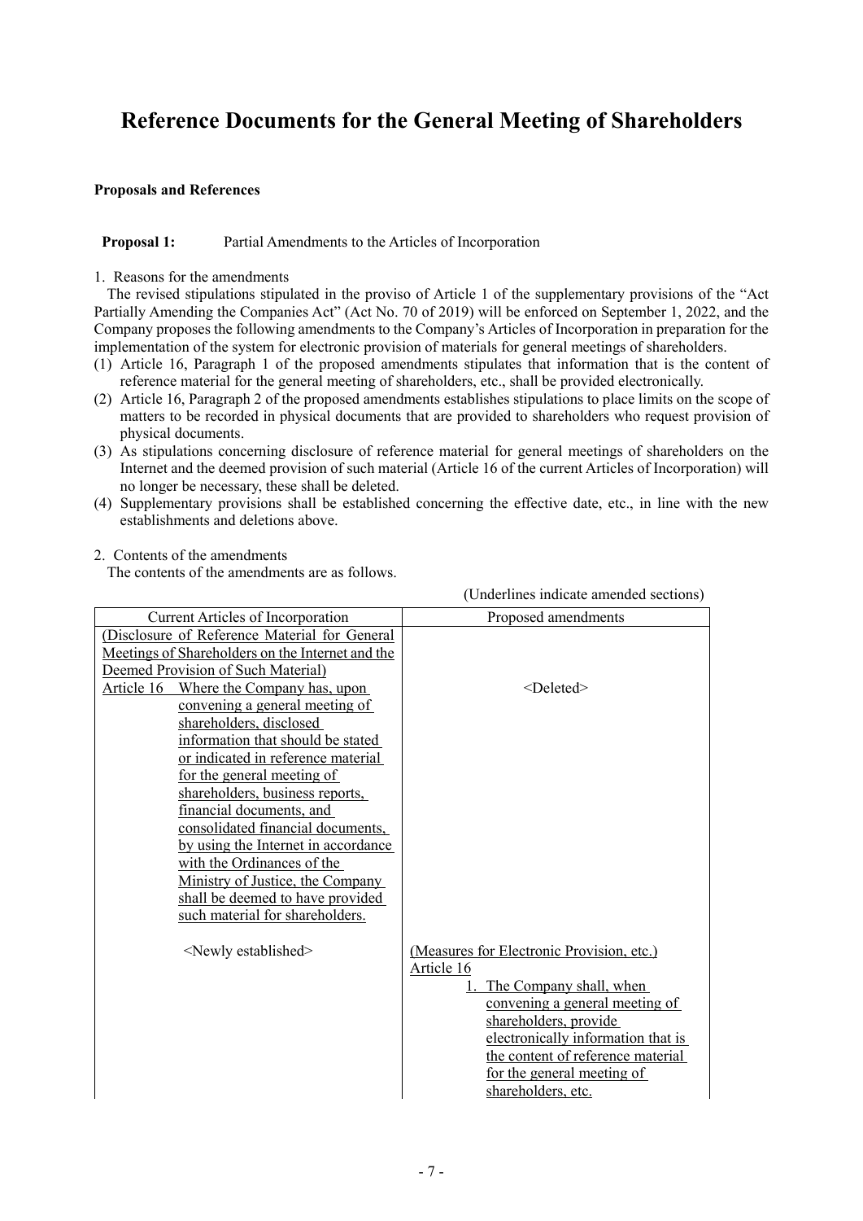# Reference Documents for the General Meeting of Shareholders

**Proposals and References**

**Proposal 1:** Partial Amendments to the Articles of Incorporation

1. Reasons for the amendments

The revised stipulations stipulated in the proviso of Article 1 of the supplementary provisions of the "Act Partially Amending the Companies Act" (Act No. 70 of 2019) will be enforced on September 1, 2022, and the Company proposes the following amendments to the Company's Articles of Incorporation in preparation for the implementation of the system for electronic provision of materials for general meetings of shareholders.

(1) Article 16, Paragraph 1 of the proposed amendments stipulates that information that is the content of reference material for the general meeting of shareholders, etc., shall be provided electronically.
(2) Article 16, Paragraph 2 of the proposed amendments establishes stipulations to place limits on the scope of matters to be recorded in physical documents that are provided to shareholders who request provision of physical documents.
(3) As stipulations concerning disclosure of reference material for general meetings of shareholders on the Internet and the deemed provision of such material (Article 16 of the current Articles of Incorporation) will no longer be necessary, these shall be deleted.
(4) Supplementary provisions shall be established concerning the effective date, etc., in line with the new establishments and deletions above.

2. Contents of the amendments

The contents of the amendments are as follows.

(Underlines indicate amended sections)

| Current Articles of Incorporation | Proposed amendments |
|---|---|
| (Disclosure of Reference Material for General Meetings of Shareholders on the Internet and the Deemed Provision of Such Material)<br>Article 16 Where the Company has, upon convening a general meeting of shareholders, disclosed information that should be stated or indicated in reference material for the general meeting of shareholders, business reports, financial documents, and consolidated financial documents, by using the Internet in accordance with the Ordinances of the Ministry of Justice, the Company shall be deemed to have provided such material for shareholders. | <Deleted> |
| <Newly established> | (Measures for Electronic Provision, etc.)<br>Article 16<br>1. The Company shall, when convening a general meeting of shareholders, provide electronically information that is the content of reference material for the general meeting of shareholders, etc. |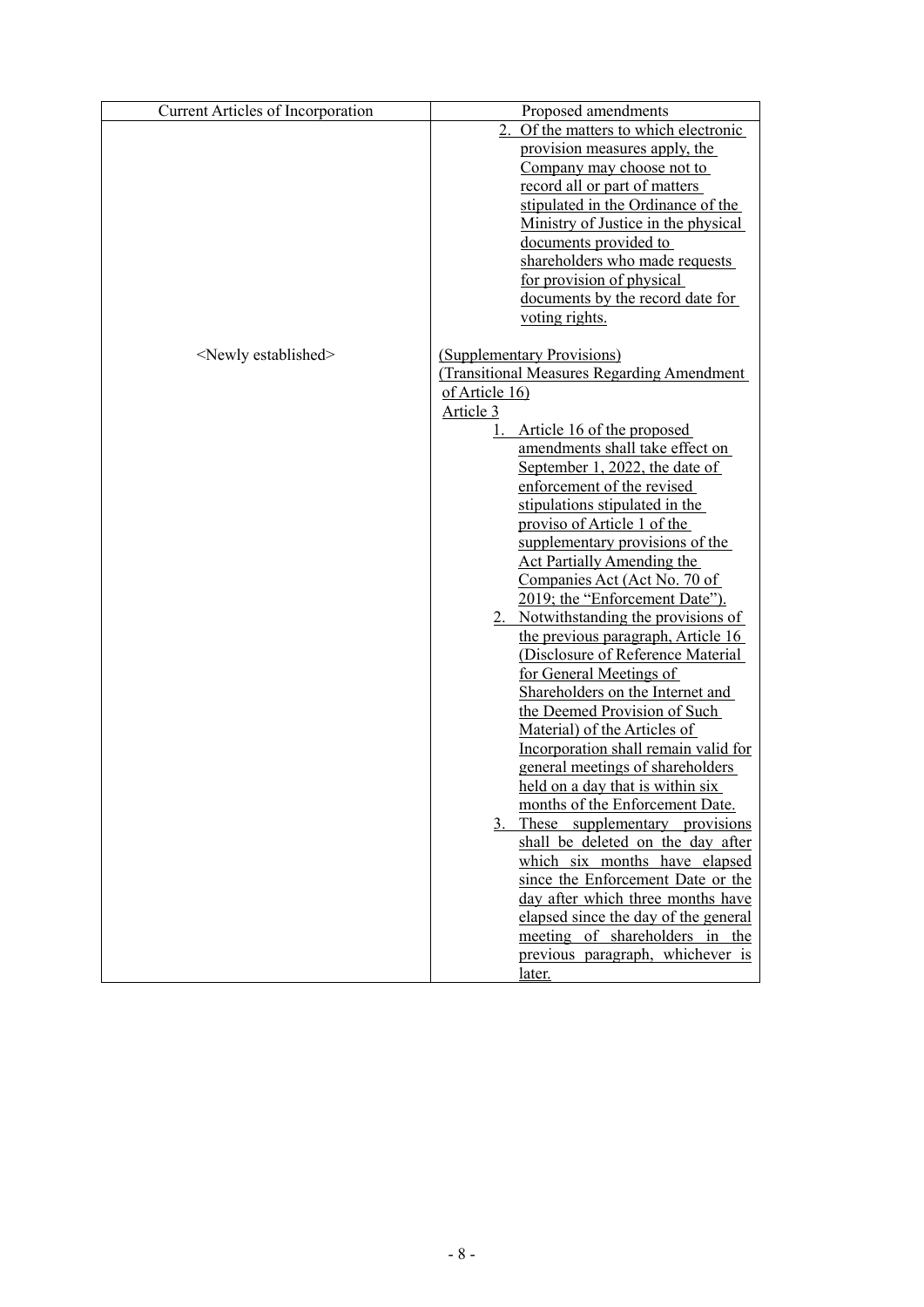| Current Articles of Incorporation | Proposed amendments |
|---|---|
| | 2. Of the matters to which electronic provision measures apply, the Company may choose not to record all or part of matters stipulated in the Ordinance of the Ministry of Justice in the physical documents provided to shareholders who made requests for provision of physical documents by the record date for voting rights. |
| <Newly established> | (Supplementary Provisions)<br>(Transitional Measures Regarding Amendment of Article 16)<br>Article 3<br>1. Article 16 of the proposed amendments shall take effect on September 1, 2022, the date of enforcement of the revised stipulations stipulated in the proviso of Article 1 of the supplementary provisions of the Act Partially Amending the Companies Act (Act No. 70 of 2019; the "Enforcement Date").<br>2. Notwithstanding the provisions of the previous paragraph, Article 16 (Disclosure of Reference Material for General Meetings of Shareholders on the Internet and the Deemed Provision of Such Material) of the Articles of Incorporation shall remain valid for general meetings of shareholders held on a day that is within six months of the Enforcement Date.<br>3. These supplementary provisions shall be deleted on the day after which six months have elapsed since the Enforcement Date or the day after which three months have elapsed since the day of the general meeting of shareholders in the previous paragraph, whichever is later. |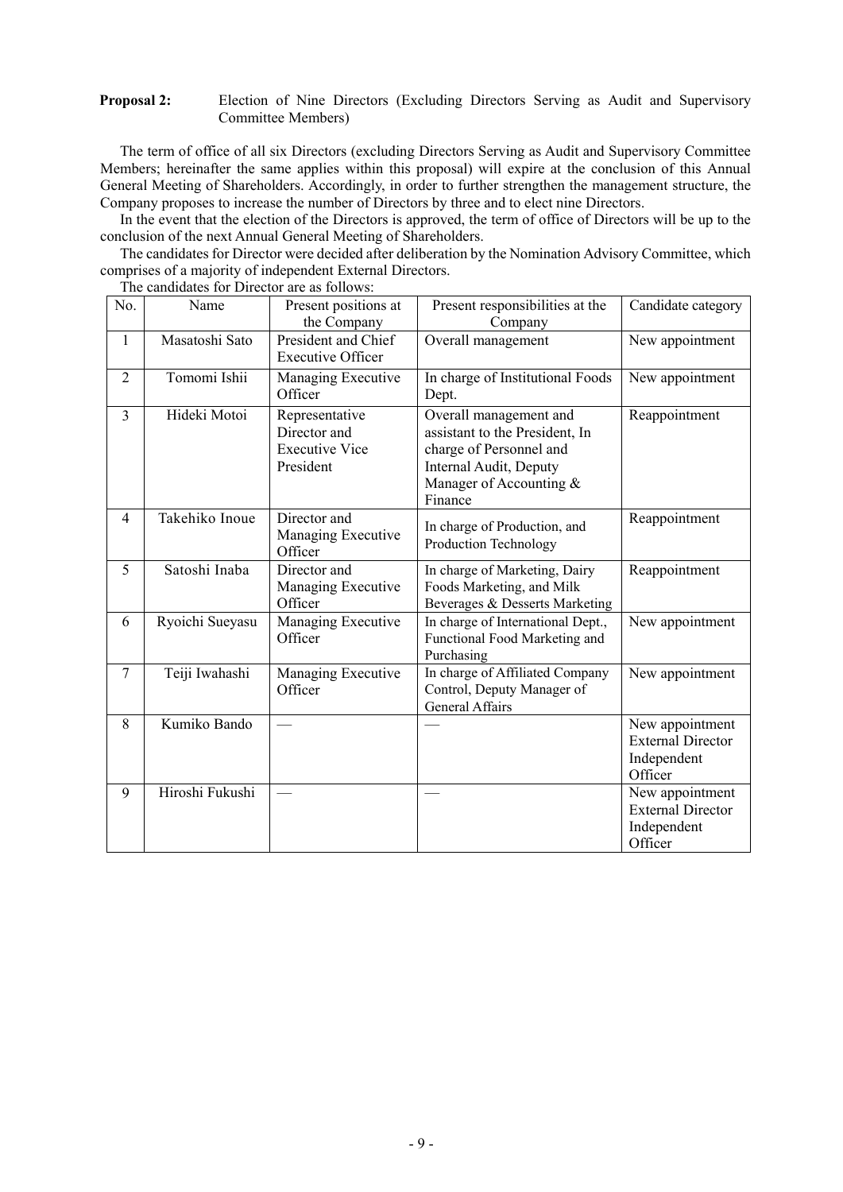**Proposal 2:** Election of Nine Directors (Excluding Directors Serving as Audit and Supervisory Committee Members)

The term of office of all six Directors (excluding Directors Serving as Audit and Supervisory Committee Members; hereinafter the same applies within this proposal) will expire at the conclusion of this Annual General Meeting of Shareholders. Accordingly, in order to further strengthen the management structure, the Company proposes to increase the number of Directors by three and to elect nine Directors.

In the event that the election of the Directors is approved, the term of office of Directors will be up to the conclusion of the next Annual General Meeting of Shareholders.

The candidates for Director were decided after deliberation by the Nomination Advisory Committee, which comprises of a majority of independent External Directors.

The candidates for Director are as follows:

| No. | Name | Present positions at the Company | Present responsibilities at the Company | Candidate category |
|---|---|---|---|---|
| 1 | Masatoshi Sato | President and Chief Executive Officer | Overall management | New appointment |
| 2 | Tomomi Ishii | Managing Executive Officer | In charge of Institutional Foods Dept. | New appointment |
| 3 | Hideki Motoi | Representative Director and Executive Vice President | Overall management and assistant to the President, In charge of Personnel and Internal Audit, Deputy Manager of Accounting & Finance | Reappointment |
| 4 | Takehiko Inoue | Director and Managing Executive Officer | In charge of Production, and Production Technology | Reappointment |
| 5 | Satoshi Inaba | Director and Managing Executive Officer | In charge of Marketing, Dairy Foods Marketing, and Milk Beverages & Desserts Marketing | Reappointment |
| 6 | Ryoichi Sueyasu | Managing Executive Officer | In charge of International Dept., Functional Food Marketing and Purchasing | New appointment |
| 7 | Teiji Iwahashi | Managing Executive Officer | In charge of Affiliated Company Control, Deputy Manager of General Affairs | New appointment |
| 8 | Kumiko Bando | — | — | New appointment External Director Independent Officer |
| 9 | Hiroshi Fukushi | — | — | New appointment External Director Independent Officer |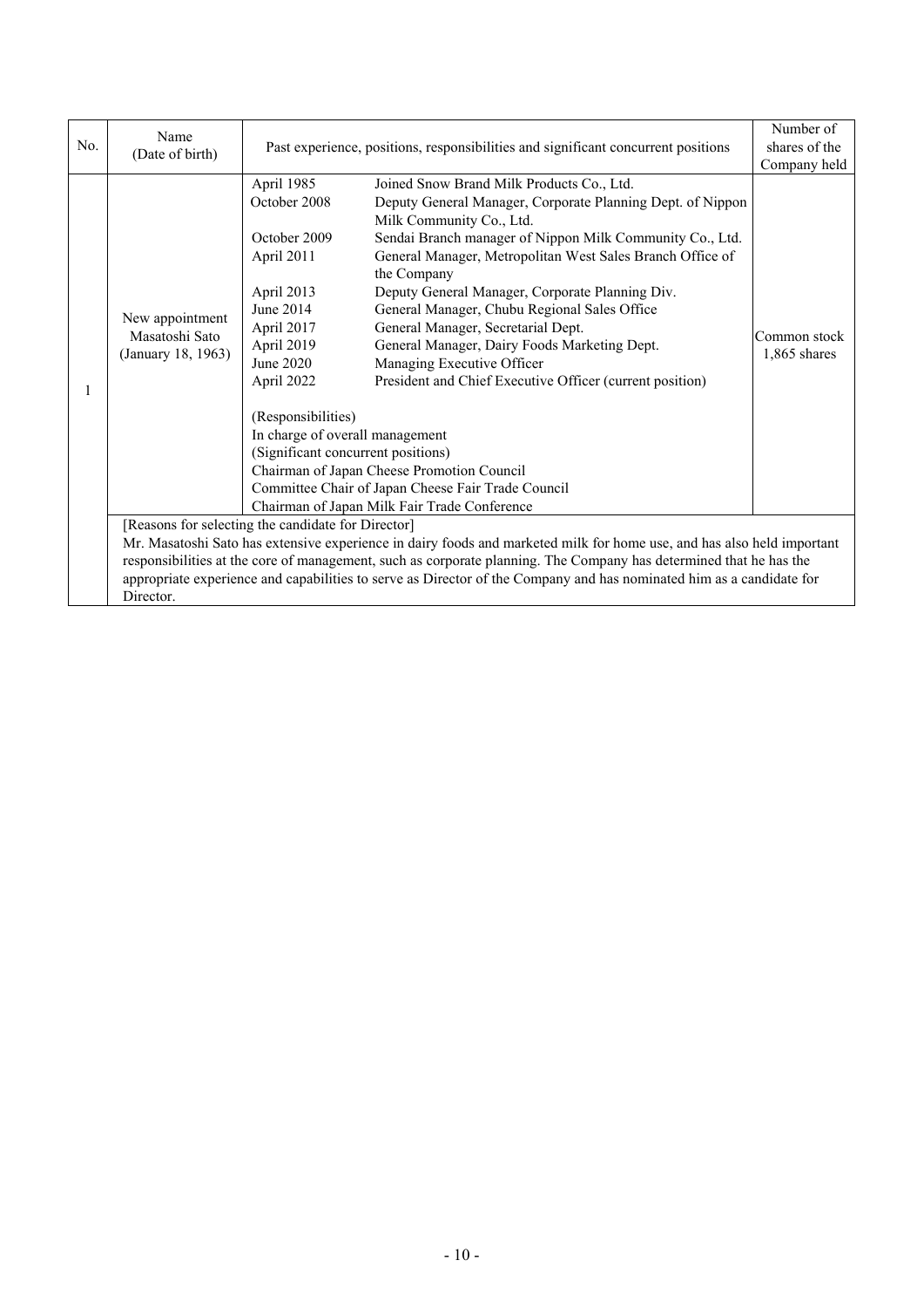| No. | Name (Date of birth) | Past experience, positions, responsibilities and significant concurrent positions | | Number of shares of the Company held |
|---|---|---|---|---|
| 1 | New appointment Masatoshi Sato (January 18, 1963) | April 1985 | Joined Snow Brand Milk Products Co., Ltd. | Common stock 1,865 shares |
| | | October 2008 | Deputy General Manager, Corporate Planning Dept. of Nippon Milk Community Co., Ltd. | |
| | | October 2009 | Sendai Branch manager of Nippon Milk Community Co., Ltd. | |
| | | April 2011 | General Manager, Metropolitan West Sales Branch Office of the Company | |
| | | April 2013 | Deputy General Manager, Corporate Planning Div. | |
| | | June 2014 | General Manager, Chubu Regional Sales Office | |
| | | April 2017 | General Manager, Secretarial Dept. | |
| | | April 2019 | General Manager, Dairy Foods Marketing Dept. | |
| | | June 2020 | Managing Executive Officer | |
| | | April 2022 | President and Chief Executive Officer (current position) | |
| | | (Responsibilities)<br>In charge of overall management<br>(Significant concurrent positions)<br>Chairman of Japan Cheese Promotion Council<br>Committee Chair of Japan Cheese Fair Trade Council<br>Chairman of Japan Milk Fair Trade Conference | | |
| | [Reasons for selecting the candidate for Director]<br>Mr. Masatoshi Sato has extensive experience in dairy foods and marketed milk for home use, and has also held important responsibilities at the core of management, such as corporate planning. The Company has determined that he has the appropriate experience and capabilities to serve as Director of the Company and has nominated him as a candidate for Director. | | | |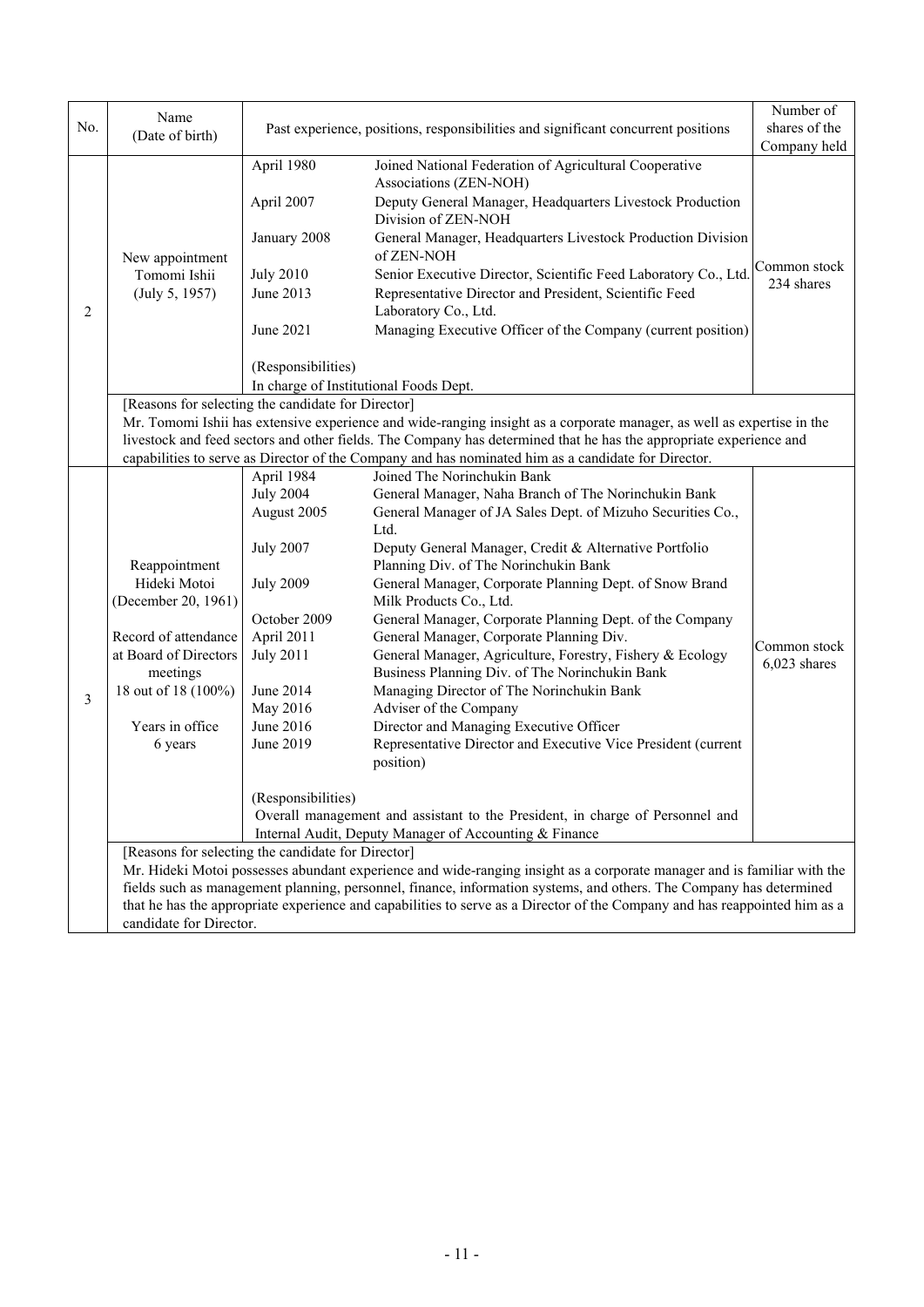| No. | Name (Date of birth) | Past experience, positions, responsibilities and significant concurrent positions | | Number of shares of the Company held |
|---|---|---|---|---|
| 2 | New appointment<br>Tomomi Ishii<br>(July 5, 1957) | April 1980 | Joined National Federation of Agricultural Cooperative Associations (ZEN-NOH) | Common stock<br>234 shares |
| | | April 2007 | Deputy General Manager, Headquarters Livestock Production Division of ZEN-NOH | |
| | | January 2008 | General Manager, Headquarters Livestock Production Division of ZEN-NOH | |
| | | July 2010 | Senior Executive Director, Scientific Feed Laboratory Co., Ltd. | |
| | | June 2013 | Representative Director and President, Scientific Feed Laboratory Co., Ltd. | |
| | | June 2021 | Managing Executive Officer of the Company (current position) | |
| | | (Responsibilities)<br>In charge of Institutional Foods Dept. | | |
| | [Reasons for selecting the candidate for Director]<br>Mr. Tomomi Ishii has extensive experience and wide-ranging insight as a corporate manager, as well as expertise in the livestock and feed sectors and other fields. The Company has determined that he has the appropriate experience and capabilities to serve as Director of the Company and has nominated him as a candidate for Director. | | | |
| 3 | Reappointment<br>Hideki Motoi<br>(December 20, 1961)<br><br>Record of attendance at Board of Directors meetings<br>18 out of 18 (100%)<br><br>Years in office<br>6 years | April 1984 | Joined The Norinchukin Bank | Common stock<br>6,023 shares |
| | | July 2004 | General Manager, Naha Branch of The Norinchukin Bank | |
| | | August 2005 | General Manager of JA Sales Dept. of Mizuho Securities Co., Ltd. | |
| | | July 2007 | Deputy General Manager, Credit & Alternative Portfolio Planning Div. of The Norinchukin Bank | |
| | | July 2009 | General Manager, Corporate Planning Dept. of Snow Brand Milk Products Co., Ltd. | |
| | | October 2009 | General Manager, Corporate Planning Dept. of the Company | |
| | | April 2011 | General Manager, Corporate Planning Div. | |
| | | July 2011 | General Manager, Agriculture, Forestry, Fishery & Ecology Business Planning Div. of The Norinchukin Bank | |
| | | June 2014 | Managing Director of The Norinchukin Bank | |
| | | May 2016 | Adviser of the Company | |
| | | June 2016 | Director and Managing Executive Officer | |
| | | June 2019 | Representative Director and Executive Vice President (current position) | |
| | | (Responsibilities)<br>Overall management and assistant to the President, in charge of Personnel and Internal Audit, Deputy Manager of Accounting & Finance | | |
| | [Reasons for selecting the candidate for Director]<br>Mr. Hideki Motoi possesses abundant experience and wide-ranging insight as a corporate manager and is familiar with the fields such as management planning, personnel, finance, information systems, and others. The Company has determined that he has the appropriate experience and capabilities to serve as a Director of the Company and has reappointed him as a candidate for Director. | | | |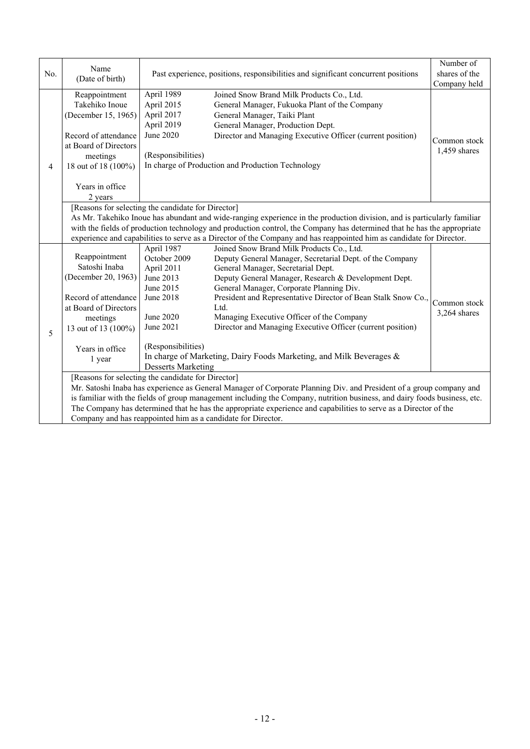| No. | Name (Date of birth) | Past experience, positions, responsibilities and significant concurrent positions | | Number of shares of the Company held |
|---|---|---|---|---|
| 4 | Reappointment<br>Takehiko Inoue<br>(December 15, 1965)<br><br>Record of attendance at Board of Directors meetings<br>18 out of 18 (100%)<br><br>Years in office<br>2 years | April 1989<br>April 2015<br>April 2017<br>April 2019<br>June 2020<br><br>(Responsibilities)<br>In charge of Production and Production Technology | Joined Snow Brand Milk Products Co., Ltd.<br>General Manager, Fukuoka Plant of the Company<br>General Manager, Taiki Plant<br>General Manager, Production Dept.<br>Director and Managing Executive Officer (current position) | Common stock<br>1,459 shares |
| | [Reasons for selecting the candidate for Director]<br>As Mr. Takehiko Inoue has abundant and wide-ranging experience in the production division, and is particularly familiar with the fields of production technology and production control, the Company has determined that he has the appropriate experience and capabilities to serve as a Director of the Company and has reappointed him as candidate for Director. | | | |
| 5 | Reappointment<br>Satoshi Inaba<br>(December 20, 1963)<br><br>Record of attendance at Board of Directors meetings<br>13 out of 13 (100%)<br><br>Years in office<br>1 year | April 1987<br>October 2009<br>April 2011<br>June 2013<br>June 2015<br>June 2018<br><br>June 2020<br>June 2021<br><br>(Responsibilities)<br>In charge of Marketing, Dairy Foods Marketing, and Milk Beverages & Desserts Marketing | Joined Snow Brand Milk Products Co., Ltd.<br>Deputy General Manager, Secretarial Dept. of the Company<br>General Manager, Secretarial Dept.<br>Deputy General Manager, Research & Development Dept.<br>General Manager, Corporate Planning Div.<br>President and Representative Director of Bean Stalk Snow Co., Ltd.<br>Managing Executive Officer of the Company<br>Director and Managing Executive Officer (current position) | Common stock<br>3,264 shares |
| | [Reasons for selecting the candidate for Director]<br>Mr. Satoshi Inaba has experience as General Manager of Corporate Planning Div. and President of a group company and is familiar with the fields of group management including the Company, nutrition business, and dairy foods business, etc. The Company has determined that he has the appropriate experience and capabilities to serve as a Director of the Company and has reappointed him as a candidate for Director. | | | |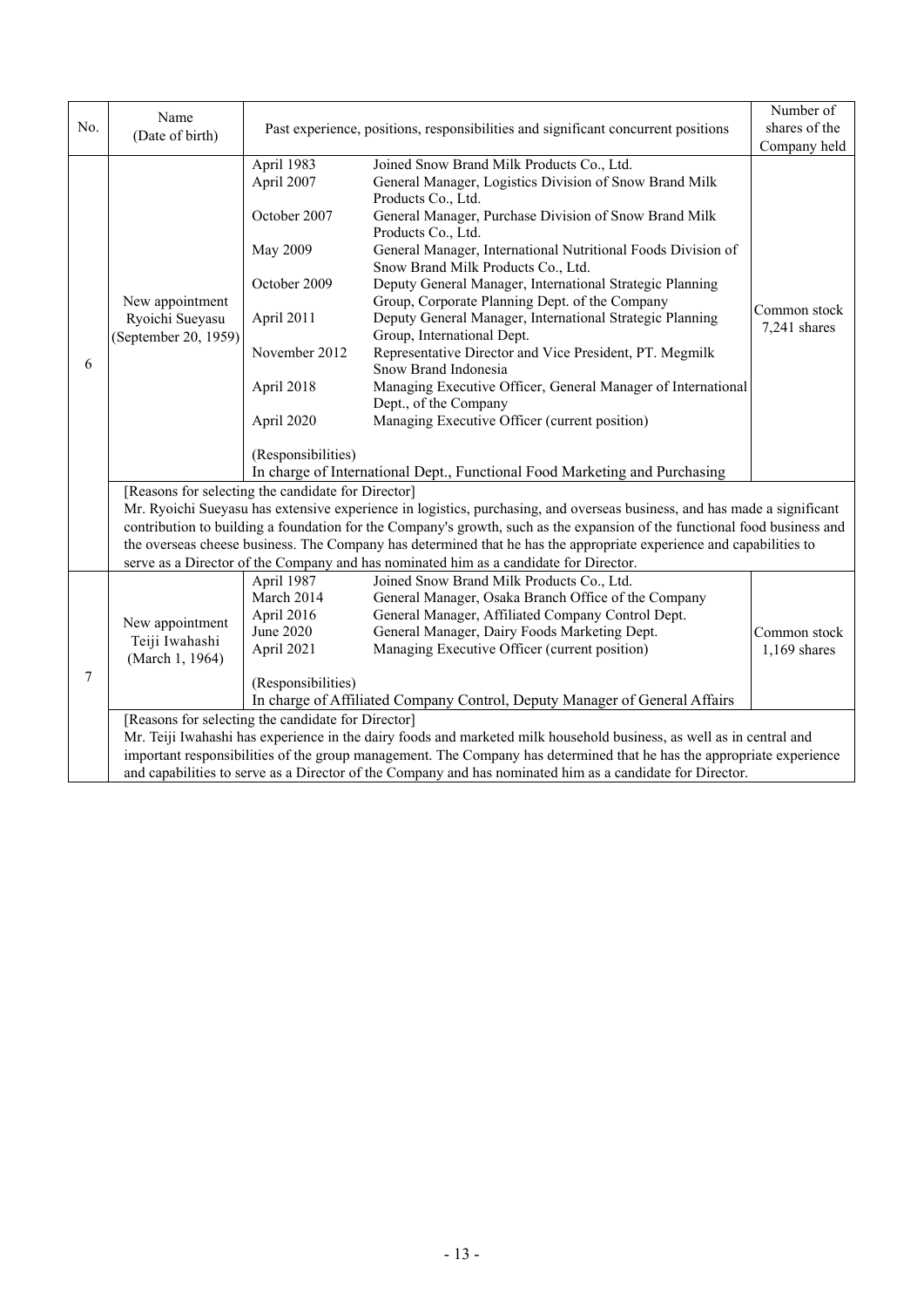| No. | Name (Date of birth) | Past experience, positions, responsibilities and significant concurrent positions | | Number of shares of the Company held |
|---|---|---|---|---|
| 6 | New appointment Ryoichi Sueyasu (September 20, 1959) | April 1983 | Joined Snow Brand Milk Products Co., Ltd. | Common stock 7,241 shares |
| | | April 2007 | General Manager, Logistics Division of Snow Brand Milk Products Co., Ltd. | |
| | | October 2007 | General Manager, Purchase Division of Snow Brand Milk Products Co., Ltd. | |
| | | May 2009 | General Manager, International Nutritional Foods Division of Snow Brand Milk Products Co., Ltd. | |
| | | October 2009 | Deputy General Manager, International Strategic Planning Group, Corporate Planning Dept. of the Company | |
| | | April 2011 | Deputy General Manager, International Strategic Planning Group, International Dept. | |
| | | November 2012 | Representative Director and Vice President, PT. Megmilk Snow Brand Indonesia | |
| | | April 2018 | Managing Executive Officer, General Manager of International Dept., of the Company | |
| | | April 2020 | Managing Executive Officer (current position) | |
| | | (Responsibilities) In charge of International Dept., Functional Food Marketing and Purchasing | | |
| | [Reasons for selecting the candidate for Director] Mr. Ryoichi Sueyasu has extensive experience in logistics, purchasing, and overseas business, and has made a significant contribution to building a foundation for the Company's growth, such as the expansion of the functional food business and the overseas cheese business. The Company has determined that he has the appropriate experience and capabilities to serve as a Director of the Company and has nominated him as a candidate for Director. | | | |
| 7 | New appointment Teiji Iwahashi (March 1, 1964) | April 1987 | Joined Snow Brand Milk Products Co., Ltd. | Common stock 1,169 shares |
| | | March 2014 | General Manager, Osaka Branch Office of the Company | |
| | | April 2016 | General Manager, Affiliated Company Control Dept. | |
| | | June 2020 | General Manager, Dairy Foods Marketing Dept. | |
| | | April 2021 | Managing Executive Officer (current position) | |
| | | (Responsibilities) In charge of Affiliated Company Control, Deputy Manager of General Affairs | | |
| | [Reasons for selecting the candidate for Director] Mr. Teiji Iwahashi has experience in the dairy foods and marketed milk household business, as well as in central and important responsibilities of the group management. The Company has determined that he has the appropriate experience and capabilities to serve as a Director of the Company and has nominated him as a candidate for Director. | | | |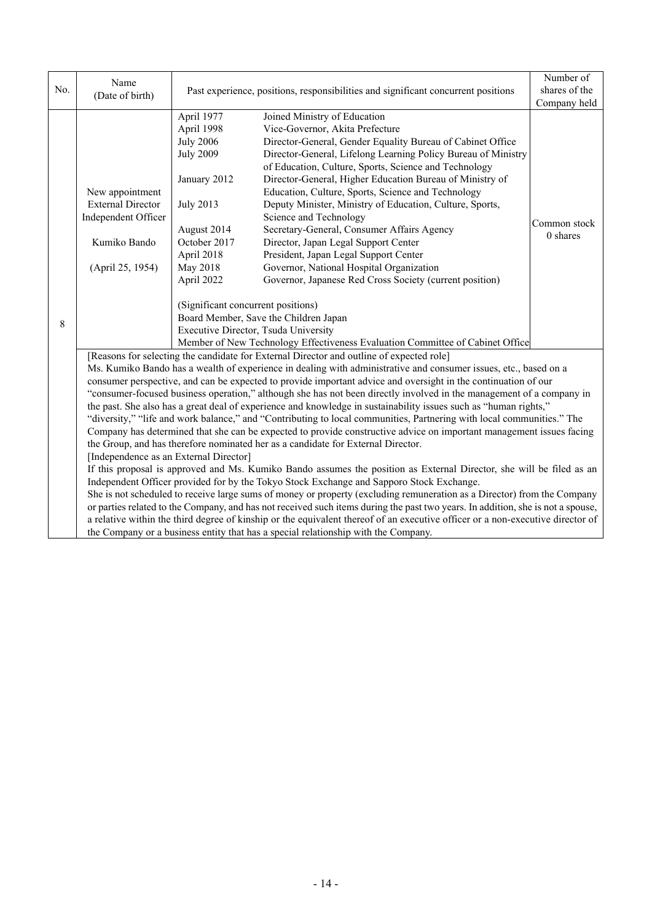| No. | Name (Date of birth) | Past experience, positions, responsibilities and significant concurrent positions | | Number of shares of the Company held |
|---|---|---|---|---|
| 8 | New appointment<br>External Director<br>Independent Officer<br><br>Kumiko Bando<br><br>(April 25, 1954) | April 1977<br>April 1998<br>July 2006<br>July 2009<br><br>January 2012<br><br>July 2013<br><br>August 2014<br>October 2017<br>April 2018<br>May 2018<br>April 2022 | Joined Ministry of Education<br>Vice-Governor, Akita Prefecture<br>Director-General, Gender Equality Bureau of Cabinet Office<br>Director-General, Lifelong Learning Policy Bureau of Ministry of Education, Culture, Sports, Science and Technology<br>Director-General, Higher Education Bureau of Ministry of Education, Culture, Sports, Science and Technology<br>Deputy Minister, Ministry of Education, Culture, Sports, Science and Technology<br>Secretary-General, Consumer Affairs Agency<br>Director, Japan Legal Support Center<br>President, Japan Legal Support Center<br>Governor, National Hospital Organization<br>Governor, Japanese Red Cross Society (current position) | Common stock<br>0 shares |
| | | (Significant concurrent positions)<br>Board Member, Save the Children Japan<br>Executive Director, Tsuda University<br>Member of New Technology Effectiveness Evaluation Committee of Cabinet Office | | |

[Reasons for selecting the candidate for External Director and outline of expected role]

Ms. Kumiko Bando has a wealth of experience in dealing with administrative and consumer issues, etc., based on a consumer perspective, and can be expected to provide important advice and oversight in the continuation of our "consumer-focused business operation," although she has not been directly involved in the management of a company in the past. She also has a great deal of experience and knowledge in sustainability issues such as "human rights," "diversity," "life and work balance," and "Contributing to local communities, Partnering with local communities." The Company has determined that she can be expected to provide constructive advice on important management issues facing the Group, and has therefore nominated her as a candidate for External Director.

[Independence as an External Director]

If this proposal is approved and Ms. Kumiko Bando assumes the position as External Director, she will be filed as an Independent Officer provided for by the Tokyo Stock Exchange and Sapporo Stock Exchange.

She is not scheduled to receive large sums of money or property (excluding remuneration as a Director) from the Company or parties related to the Company, and has not received such items during the past two years. In addition, she is not a spouse, a relative within the third degree of kinship or the equivalent thereof of an executive officer or a non-executive director of the Company or a business entity that has a special relationship with the Company.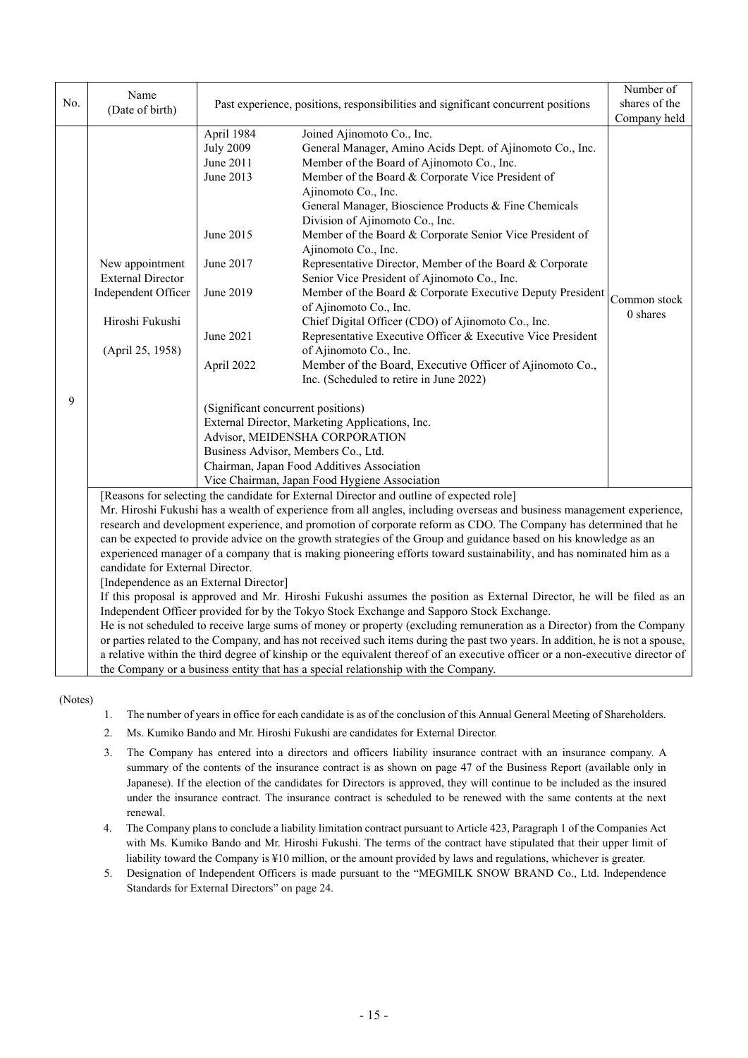| No. | Name (Date of birth) | Past experience, positions, responsibilities and significant concurrent positions | | Number of shares of the Company held |
|---|---|---|---|---|
| 9 | New appointment<br>External Director<br>Independent Officer<br><br>Hiroshi Fukushi<br><br>(April 25, 1958) | April 1984<br>July 2009<br>June 2011<br>June 2013<br><br><br><br>June 2015<br><br>June 2017<br><br>June 2019<br><br><br>June 2021<br><br>April 2022 | Joined Ajinomoto Co., Inc.<br>General Manager, Amino Acids Dept. of Ajinomoto Co., Inc.<br>Member of the Board of Ajinomoto Co., Inc.<br>Member of the Board & Corporate Vice President of Ajinomoto Co., Inc.<br>General Manager, Bioscience Products & Fine Chemicals Division of Ajinomoto Co., Inc.<br>Member of the Board & Corporate Senior Vice President of Ajinomoto Co., Inc.<br>Representative Director, Member of the Board & Corporate Senior Vice President of Ajinomoto Co., Inc.<br>Member of the Board & Corporate Executive Deputy President of Ajinomoto Co., Inc.<br>Chief Digital Officer (CDO) of Ajinomoto Co., Inc.<br>Representative Executive Officer & Executive Vice President of Ajinomoto Co., Inc.<br>Member of the Board, Executive Officer of Ajinomoto Co., Inc. (Scheduled to retire in June 2022) | Common stock<br>0 shares |
| | | (Significant concurrent positions)<br>External Director, Marketing Applications, Inc.<br>Advisor, MEIDENSHA CORPORATION<br>Business Advisor, Members Co., Ltd.<br>Chairman, Japan Food Additives Association<br>Vice Chairman, Japan Food Hygiene Association | | |

[Reasons for selecting the candidate for External Director and outline of expected role]

Mr. Hiroshi Fukushi has a wealth of experience from all angles, including overseas and business management experience, research and development experience, and promotion of corporate reform as CDO. The Company has determined that he can be expected to provide advice on the growth strategies of the Group and guidance based on his knowledge as an experienced manager of a company that is making pioneering efforts toward sustainability, and has nominated him as a candidate for External Director.

[Independence as an External Director]

If this proposal is approved and Mr. Hiroshi Fukushi assumes the position as External Director, he will be filed as an Independent Officer provided for by the Tokyo Stock Exchange and Sapporo Stock Exchange.

He is not scheduled to receive large sums of money or property (excluding remuneration as a Director) from the Company or parties related to the Company, and has not received such items during the past two years. In addition, he is not a spouse, a relative within the third degree of kinship or the equivalent thereof of an executive officer or a non-executive director of the Company or a business entity that has a special relationship with the Company.

(Notes)

1. The number of years in office for each candidate is as of the conclusion of this Annual General Meeting of Shareholders.
2. Ms. Kumiko Bando and Mr. Hiroshi Fukushi are candidates for External Director.
3. The Company has entered into a directors and officers liability insurance contract with an insurance company. A summary of the contents of the insurance contract is as shown on page 47 of the Business Report (available only in Japanese). If the election of the candidates for Directors is approved, they will continue to be included as the insured under the insurance contract. The insurance contract is scheduled to be renewed with the same contents at the next renewal.
4. The Company plans to conclude a liability limitation contract pursuant to Article 423, Paragraph 1 of the Companies Act with Ms. Kumiko Bando and Mr. Hiroshi Fukushi. The terms of the contract have stipulated that their upper limit of liability toward the Company is ¥10 million, or the amount provided by laws and regulations, whichever is greater.
5. Designation of Independent Officers is made pursuant to the "MEGMILK SNOW BRAND Co., Ltd. Independence Standards for External Directors" on page 24.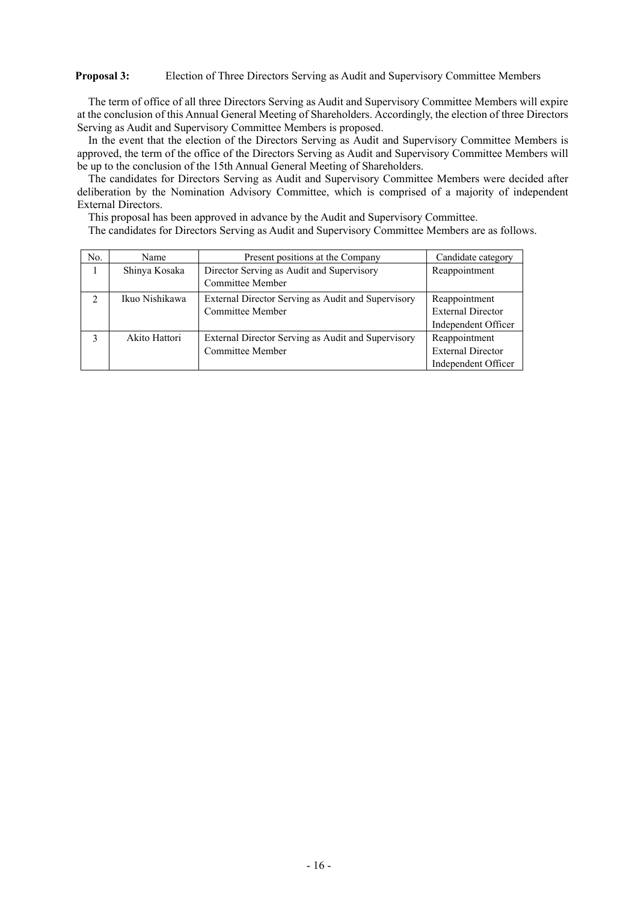**Proposal 3:** Election of Three Directors Serving as Audit and Supervisory Committee Members

The term of office of all three Directors Serving as Audit and Supervisory Committee Members will expire at the conclusion of this Annual General Meeting of Shareholders. Accordingly, the election of three Directors Serving as Audit and Supervisory Committee Members is proposed.

In the event that the election of the Directors Serving as Audit and Supervisory Committee Members is approved, the term of the office of the Directors Serving as Audit and Supervisory Committee Members will be up to the conclusion of the 15th Annual General Meeting of Shareholders.

The candidates for Directors Serving as Audit and Supervisory Committee Members were decided after deliberation by the Nomination Advisory Committee, which is comprised of a majority of independent External Directors.

This proposal has been approved in advance by the Audit and Supervisory Committee.

The candidates for Directors Serving as Audit and Supervisory Committee Members are as follows.

| No. | Name | Present positions at the Company | Candidate category |
|---|---|---|---|
| 1 | Shinya Kosaka | Director Serving as Audit and Supervisory Committee Member | Reappointment |
| 2 | Ikuo Nishikawa | External Director Serving as Audit and Supervisory Committee Member | Reappointment<br>External Director<br>Independent Officer |
| 3 | Akito Hattori | External Director Serving as Audit and Supervisory Committee Member | Reappointment<br>External Director<br>Independent Officer |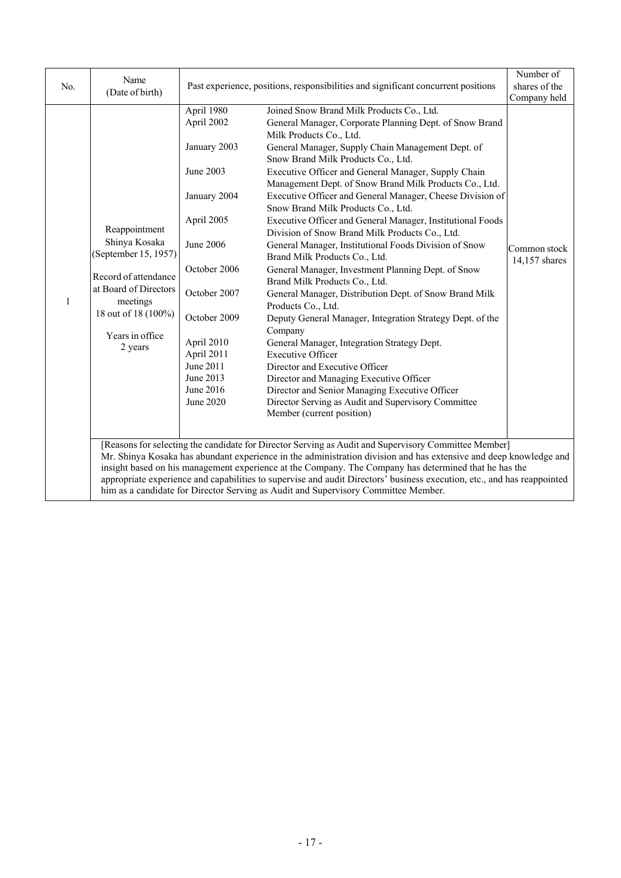| No. | Name (Date of birth) | Past experience, positions, responsibilities and significant concurrent positions | | Number of shares of the Company held |
|---|---|---|---|---|
| 1 | Reappointment<br>Shinya Kosaka<br>(September 15, 1957)<br><br>Record of attendance at Board of Directors meetings<br>18 out of 18 (100%)<br><br>Years in office<br>2 years | April 1980 | Joined Snow Brand Milk Products Co., Ltd. | Common stock<br>14,157 shares |
| | | April 2002 | General Manager, Corporate Planning Dept. of Snow Brand Milk Products Co., Ltd. | |
| | | January 2003 | General Manager, Supply Chain Management Dept. of Snow Brand Milk Products Co., Ltd. | |
| | | June 2003 | Executive Officer and General Manager, Supply Chain Management Dept. of Snow Brand Milk Products Co., Ltd. | |
| | | January 2004 | Executive Officer and General Manager, Cheese Division of Snow Brand Milk Products Co., Ltd. | |
| | | April 2005 | Executive Officer and General Manager, Institutional Foods Division of Snow Brand Milk Products Co., Ltd. | |
| | | June 2006 | General Manager, Institutional Foods Division of Snow Brand Milk Products Co., Ltd. | |
| | | October 2006 | General Manager, Investment Planning Dept. of Snow Brand Milk Products Co., Ltd. | |
| | | October 2007 | General Manager, Distribution Dept. of Snow Brand Milk Products Co., Ltd. | |
| | | October 2009 | Deputy General Manager, Integration Strategy Dept. of the Company | |
| | | April 2010 | General Manager, Integration Strategy Dept. | |
| | | April 2011 | Executive Officer | |
| | | June 2011 | Director and Executive Officer | |
| | | June 2013 | Director and Managing Executive Officer | |
| | | June 2016 | Director and Senior Managing Executive Officer | |
| | | June 2020 | Director Serving as Audit and Supervisory Committee Member (current position) | |
| | [Reasons for selecting the candidate for Director Serving as Audit and Supervisory Committee Member]<br>Mr. Shinya Kosaka has abundant experience in the administration division and has extensive and deep knowledge and insight based on his management experience at the Company. The Company has determined that he has the appropriate experience and capabilities to supervise and audit Directors' business execution, etc., and has reappointed him as a candidate for Director Serving as Audit and Supervisory Committee Member. | | | |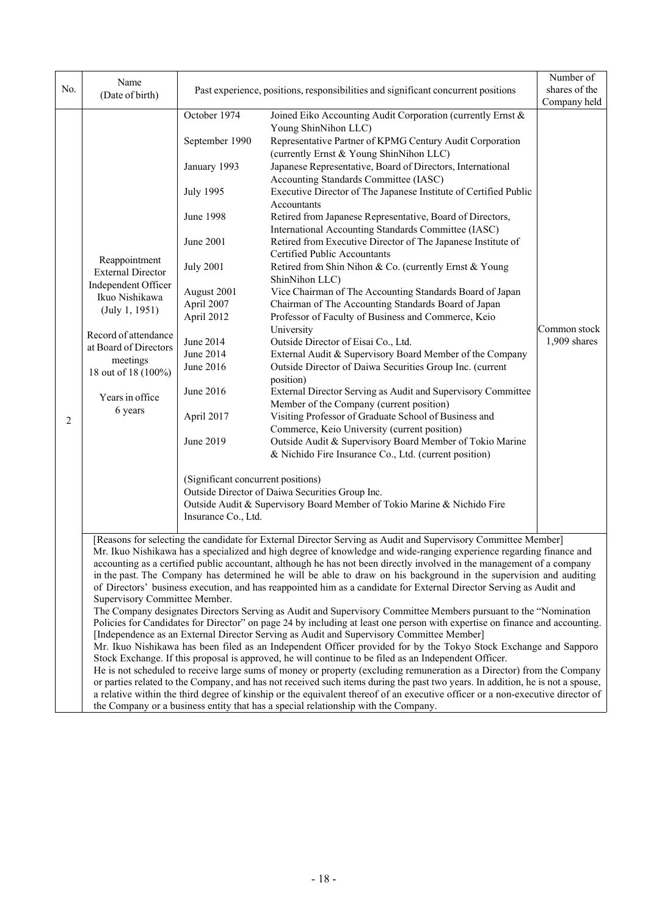| No. | Name (Date of birth) | Past experience, positions, responsibilities and significant concurrent positions | | Number of shares of the Company held |
|---|---|---|---|---|
| 2 | Reappointment<br>External Director<br>Independent Officer<br>Ikuo Nishikawa<br>(July 1, 1951)<br><br>Record of attendance at Board of Directors meetings<br>18 out of 18 (100%)<br><br>Years in office<br>6 years | October 1974 | Joined Eiko Accounting Audit Corporation (currently Ernst & Young ShinNihon LLC) | Common stock<br>1,909 shares |
| | | September 1990 | Representative Partner of KPMG Century Audit Corporation (currently Ernst & Young ShinNihon LLC) | |
| | | January 1993 | Japanese Representative, Board of Directors, International Accounting Standards Committee (IASC) | |
| | | July 1995 | Executive Director of The Japanese Institute of Certified Public Accountants | |
| | | June 1998 | Retired from Japanese Representative, Board of Directors, International Accounting Standards Committee (IASC) | |
| | | June 2001 | Retired from Executive Director of The Japanese Institute of Certified Public Accountants | |
| | | July 2001 | Retired from Shin Nihon & Co. (currently Ernst & Young ShinNihon LLC) | |
| | | August 2001 | Vice Chairman of The Accounting Standards Board of Japan | |
| | | April 2007 | Chairman of The Accounting Standards Board of Japan | |
| | | April 2012 | Professor of Faculty of Business and Commerce, Keio University | |
| | | June 2014 | Outside Director of Eisai Co., Ltd. | |
| | | June 2014 | External Audit & Supervisory Board Member of the Company | |
| | | June 2016 | Outside Director of Daiwa Securities Group Inc. (current position) | |
| | | June 2016 | External Director Serving as Audit and Supervisory Committee Member of the Company (current position) | |
| | | April 2017 | Visiting Professor of Graduate School of Business and Commerce, Keio University (current position) | |
| | | June 2019 | Outside Audit & Supervisory Board Member of Tokio Marine & Nichido Fire Insurance Co., Ltd. (current position) | |
| | | (Significant concurrent positions)<br>Outside Director of Daiwa Securities Group Inc.<br>Outside Audit & Supervisory Board Member of Tokio Marine & Nichido Fire Insurance Co., Ltd. | | |

[Reasons for selecting the candidate for External Director Serving as Audit and Supervisory Committee Member]

Mr. Ikuo Nishikawa has a specialized and high degree of knowledge and wide-ranging experience regarding finance and accounting as a certified public accountant, although he has not been directly involved in the management of a company in the past. The Company has determined he will be able to draw on his background in the supervision and auditing of Directors' business execution, and has reappointed him as a candidate for External Director Serving as Audit and Supervisory Committee Member.

The Company designates Directors Serving as Audit and Supervisory Committee Members pursuant to the "Nomination Policies for Candidates for Director" on page 24 by including at least one person with expertise on finance and accounting.

[Independence as an External Director Serving as Audit and Supervisory Committee Member]

Mr. Ikuo Nishikawa has been filed as an Independent Officer provided for by the Tokyo Stock Exchange and Sapporo Stock Exchange. If this proposal is approved, he will continue to be filed as an Independent Officer.

He is not scheduled to receive large sums of money or property (excluding remuneration as a Director) from the Company or parties related to the Company, and has not received such items during the past two years. In addition, he is not a spouse, a relative within the third degree of kinship or the equivalent thereof of an executive officer or a non-executive director of the Company or a business entity that has a special relationship with the Company.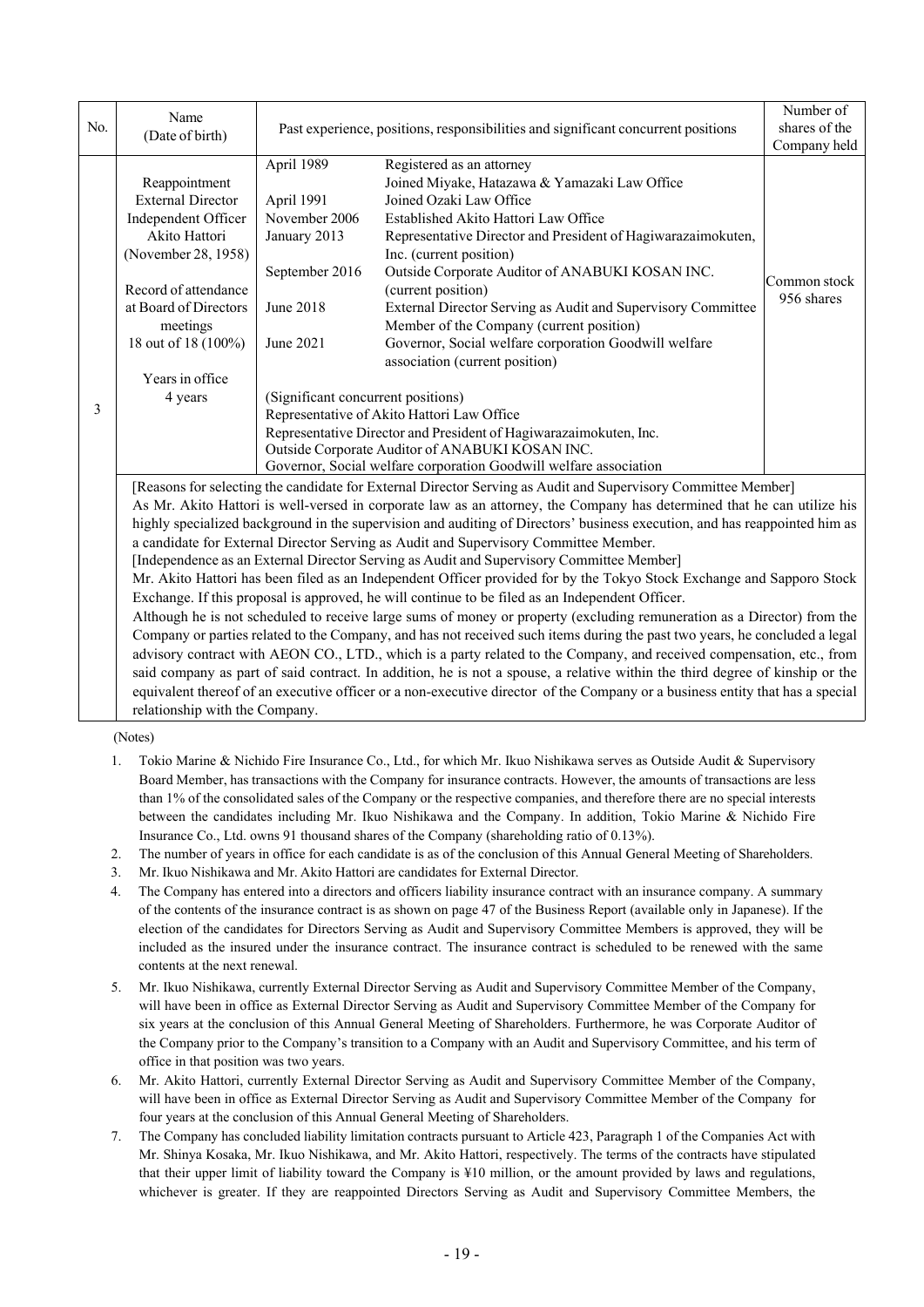| No. | Name (Date of birth) | Past experience, positions, responsibilities and significant concurrent positions | | Number of shares of the Company held |
|---|---|---|---|---|
| 3 | Reappointment<br>External Director<br>Independent Officer<br>Akito Hattori<br>(November 28, 1958)<br><br>Record of attendance at Board of Directors meetings<br>18 out of 18 (100%)<br><br>Years in office<br>4 years | April 1989<br><br>April 1991<br>November 2006<br>January 2013<br><br>September 2016<br><br>June 2018<br><br>June 2021 | Registered as an attorney<br>Joined Miyake, Hatazawa & Yamazaki Law Office<br>Joined Ozaki Law Office<br>Established Akito Hattori Law Office<br>Representative Director and President of Hagiwarazaimokuten, Inc. (current position)<br>Outside Corporate Auditor of ANABUKI KOSAN INC. (current position)<br>External Director Serving as Audit and Supervisory Committee Member of the Company (current position)<br>Governor, Social welfare corporation Goodwill welfare association (current position)<br><br>(Significant concurrent positions)<br>Representative of Akito Hattori Law Office<br>Representative Director and President of Hagiwarazaimokuten, Inc.<br>Outside Corporate Auditor of ANABUKI KOSAN INC.<br>Governor, Social welfare corporation Goodwill welfare association | Common stock 956 shares |

[Reasons for selecting the candidate for External Director Serving as Audit and Supervisory Committee Member]
As Mr. Akito Hattori is well-versed in corporate law as an attorney, the Company has determined that he can utilize his highly specialized background in the supervision and auditing of Directors' business execution, and has reappointed him as a candidate for External Director Serving as Audit and Supervisory Committee Member.
[Independence as an External Director Serving as Audit and Supervisory Committee Member]
Mr. Akito Hattori has been filed as an Independent Officer provided for by the Tokyo Stock Exchange and Sapporo Stock Exchange. If this proposal is approved, he will continue to be filed as an Independent Officer.
Although he is not scheduled to receive large sums of money or property (excluding remuneration as a Director) from the Company or parties related to the Company, and has not received such items during the past two years, he concluded a legal advisory contract with AEON CO., LTD., which is a party related to the Company, and received compensation, etc., from said company as part of said contract. In addition, he is not a spouse, a relative within the third degree of kinship or the equivalent thereof of an executive officer or a non-executive director of the Company or a business entity that has a special relationship with the Company.

(Notes)

1. Tokio Marine & Nichido Fire Insurance Co., Ltd., for which Mr. Ikuo Nishikawa serves as Outside Audit & Supervisory Board Member, has transactions with the Company for insurance contracts. However, the amounts of transactions are less than 1% of the consolidated sales of the Company or the respective companies, and therefore there are no special interests between the candidates including Mr. Ikuo Nishikawa and the Company. In addition, Tokio Marine & Nichido Fire Insurance Co., Ltd. owns 91 thousand shares of the Company (shareholding ratio of 0.13%).
2. The number of years in office for each candidate is as of the conclusion of this Annual General Meeting of Shareholders.
3. Mr. Ikuo Nishikawa and Mr. Akito Hattori are candidates for External Director.
4. The Company has entered into a directors and officers liability insurance contract with an insurance company. A summary of the contents of the insurance contract is as shown on page 47 of the Business Report (available only in Japanese). If the election of the candidates for Directors Serving as Audit and Supervisory Committee Members is approved, they will be included as the insured under the insurance contract. The insurance contract is scheduled to be renewed with the same contents at the next renewal.
5. Mr. Ikuo Nishikawa, currently External Director Serving as Audit and Supervisory Committee Member of the Company, will have been in office as External Director Serving as Audit and Supervisory Committee Member of the Company for six years at the conclusion of this Annual General Meeting of Shareholders. Furthermore, he was Corporate Auditor of the Company prior to the Company's transition to a Company with an Audit and Supervisory Committee, and his term of office in that position was two years.
6. Mr. Akito Hattori, currently External Director Serving as Audit and Supervisory Committee Member of the Company, will have been in office as External Director Serving as Audit and Supervisory Committee Member of the Company for four years at the conclusion of this Annual General Meeting of Shareholders.
7. The Company has concluded liability limitation contracts pursuant to Article 423, Paragraph 1 of the Companies Act with Mr. Shinya Kosaka, Mr. Ikuo Nishikawa, and Mr. Akito Hattori, respectively. The terms of the contracts have stipulated that their upper limit of liability toward the Company is ¥10 million, or the amount provided by laws and regulations, whichever is greater. If they are reappointed Directors Serving as Audit and Supervisory Committee Members, the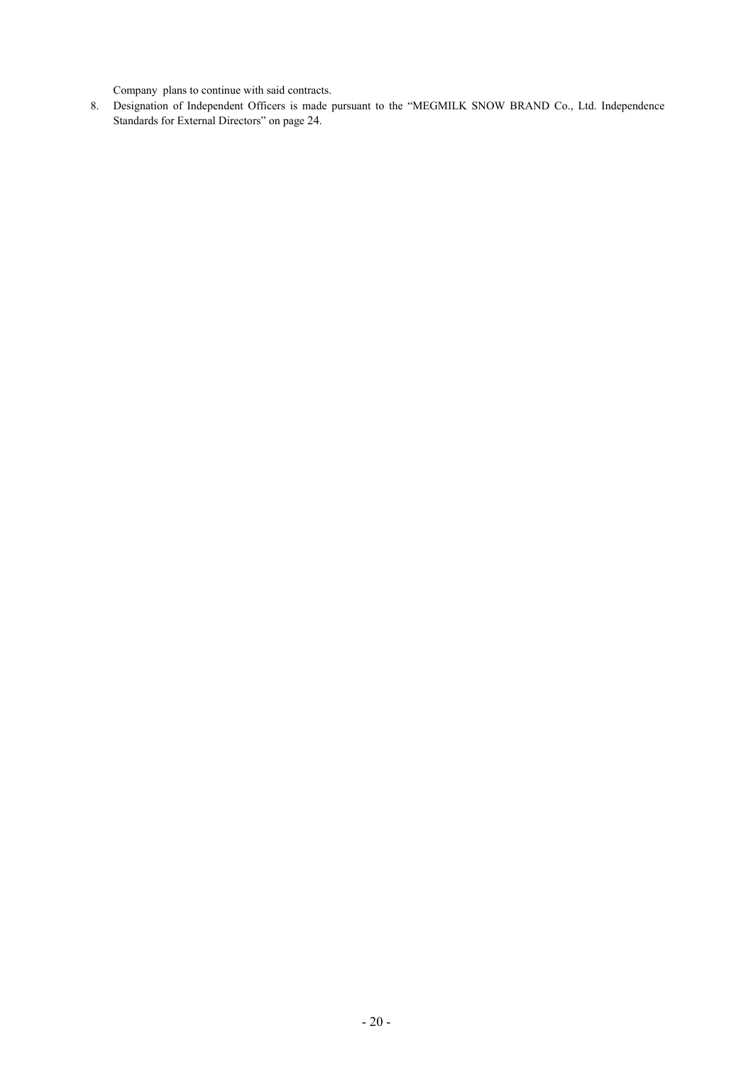Company plans to continue with said contracts.

8. Designation of Independent Officers is made pursuant to the "MEGMILK SNOW BRAND Co., Ltd. Independence Standards for External Directors" on page 24.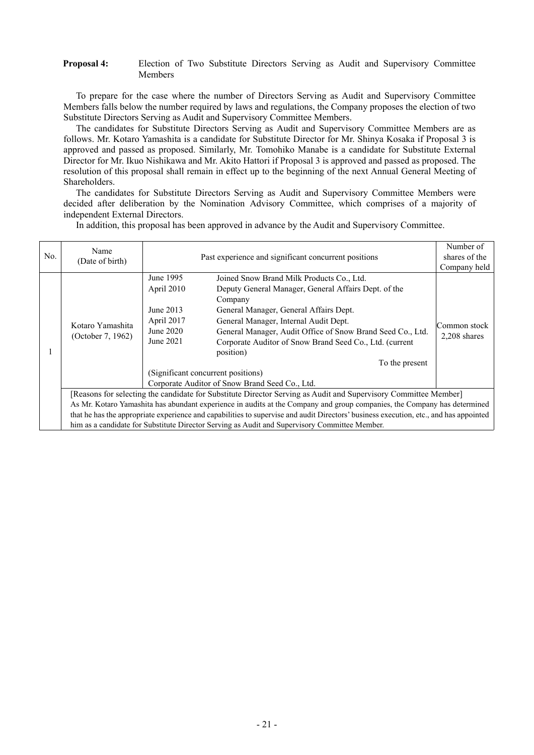**Proposal 4:** Election of Two Substitute Directors Serving as Audit and Supervisory Committee Members

To prepare for the case where the number of Directors Serving as Audit and Supervisory Committee Members falls below the number required by laws and regulations, the Company proposes the election of two Substitute Directors Serving as Audit and Supervisory Committee Members.

The candidates for Substitute Directors Serving as Audit and Supervisory Committee Members are as follows. Mr. Kotaro Yamashita is a candidate for Substitute Director for Mr. Shinya Kosaka if Proposal 3 is approved and passed as proposed. Similarly, Mr. Tomohiko Manabe is a candidate for Substitute External Director for Mr. Ikuo Nishikawa and Mr. Akito Hattori if Proposal 3 is approved and passed as proposed. The resolution of this proposal shall remain in effect up to the beginning of the next Annual General Meeting of Shareholders.

The candidates for Substitute Directors Serving as Audit and Supervisory Committee Members were decided after deliberation by the Nomination Advisory Committee, which comprises of a majority of independent External Directors.

In addition, this proposal has been approved in advance by the Audit and Supervisory Committee.

| No. | Name (Date of birth) | Past experience and significant concurrent positions | | Number of shares of the Company held |
|---|---|---|---|---|
| 1 | Kotaro Yamashita (October 7, 1962) | June 1995 | Joined Snow Brand Milk Products Co., Ltd. | Common stock 2,208 shares |
| | | April 2010 | Deputy General Manager, General Affairs Dept. of the Company | |
| | | June 2013 | General Manager, General Affairs Dept. | |
| | | April 2017 | General Manager, Internal Audit Dept. | |
| | | June 2020 | General Manager, Audit Office of Snow Brand Seed Co., Ltd. | |
| | | June 2021 | Corporate Auditor of Snow Brand Seed Co., Ltd. (current position) To the present | |
| | | (Significant concurrent positions) Corporate Auditor of Snow Brand Seed Co., Ltd. | | |
| | [Reasons for selecting the candidate for Substitute Director Serving as Audit and Supervisory Committee Member] As Mr. Kotaro Yamashita has abundant experience in audits at the Company and group companies, the Company has determined that he has the appropriate experience and capabilities to supervise and audit Directors' business execution, etc., and has appointed him as a candidate for Substitute Director Serving as Audit and Supervisory Committee Member. | | | |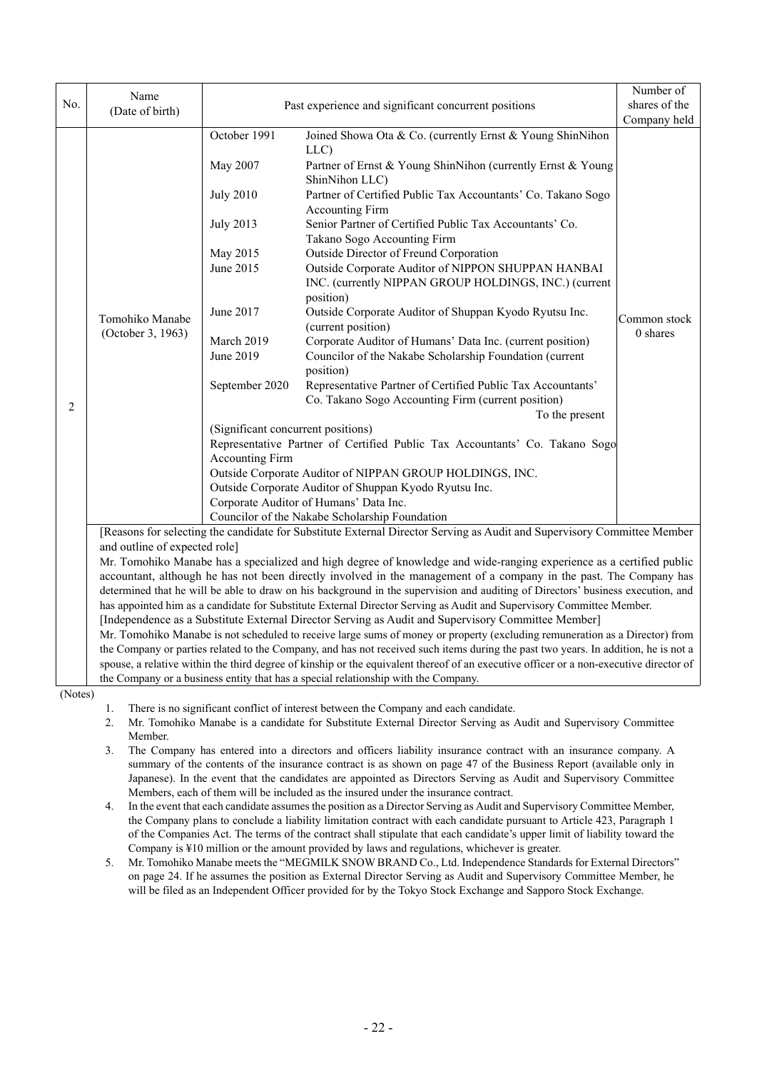| No. | Name (Date of birth) | Past experience and significant concurrent positions | Number of shares of the Company held |
|---|---|---|---|
| 2 | Tomohiko Manabe (October 3, 1963) | October 1991 Joined Showa Ota & Co. (currently Ernst & Young ShinNihon LLC)<br>May 2007 Partner of Ernst & Young ShinNihon (currently Ernst & Young ShinNihon LLC)<br>July 2010 Partner of Certified Public Tax Accountants' Co. Takano Sogo Accounting Firm<br>July 2013 Senior Partner of Certified Public Tax Accountants' Co. Takano Sogo Accounting Firm<br>May 2015 Outside Director of Freund Corporation<br>June 2015 Outside Corporate Auditor of NIPPON SHUPPAN HANBAI INC. (currently NIPPAN GROUP HOLDINGS, INC.) (current position)<br>June 2017 Outside Corporate Auditor of Shuppan Kyodo Ryutsu Inc. (current position)<br>March 2019 Corporate Auditor of Humans' Data Inc. (current position)<br>June 2019 Councilor of the Nakabe Scholarship Foundation (current position)<br>September 2020 Representative Partner of Certified Public Tax Accountants' Co. Takano Sogo Accounting Firm (current position)<br>To the present<br>(Significant concurrent positions)<br>Representative Partner of Certified Public Tax Accountants' Co. Takano Sogo Accounting Firm<br>Outside Corporate Auditor of NIPPAN GROUP HOLDINGS, INC.<br>Outside Corporate Auditor of Shuppan Kyodo Ryutsu Inc.<br>Corporate Auditor of Humans' Data Inc.<br>Councilor of the Nakabe Scholarship Foundation | Common stock 0 shares |
| | [Reasons for selecting the candidate for Substitute External Director Serving as Audit and Supervisory Committee Member and outline of expected role]<br>Mr. Tomohiko Manabe has a specialized and high degree of knowledge and wide-ranging experience as a certified public accountant, although he has not been directly involved in the management of a company in the past. The Company has determined that he will be able to draw on his background in the supervision and auditing of Directors' business execution, and has appointed him as a candidate for Substitute External Director Serving as Audit and Supervisory Committee Member.<br>[Independence as a Substitute External Director Serving as Audit and Supervisory Committee Member]<br>Mr. Tomohiko Manabe is not scheduled to receive large sums of money or property (excluding remuneration as a Director) from the Company or parties related to the Company, and has not received such items during the past two years. In addition, he is not a spouse, a relative within the third degree of kinship or the equivalent thereof of an executive officer or a non-executive director of the Company or a business entity that has a special relationship with the Company. | | |

(Notes)

1. There is no significant conflict of interest between the Company and each candidate.
2. Mr. Tomohiko Manabe is a candidate for Substitute External Director Serving as Audit and Supervisory Committee Member.
3. The Company has entered into a directors and officers liability insurance contract with an insurance company. A summary of the contents of the insurance contract is as shown on page 47 of the Business Report (available only in Japanese). In the event that the candidates are appointed as Directors Serving as Audit and Supervisory Committee Members, each of them will be included as the insured under the insurance contract.
4. In the event that each candidate assumes the position as a Director Serving as Audit and Supervisory Committee Member, the Company plans to conclude a liability limitation contract with each candidate pursuant to Article 423, Paragraph 1 of the Companies Act. The terms of the contract shall stipulate that each candidate's upper limit of liability toward the Company is ¥10 million or the amount provided by laws and regulations, whichever is greater.
5. Mr. Tomohiko Manabe meets the "MEGMILK SNOW BRAND Co., Ltd. Independence Standards for External Directors" on page 24. If he assumes the position as External Director Serving as Audit and Supervisory Committee Member, he will be filed as an Independent Officer provided for by the Tokyo Stock Exchange and Sapporo Stock Exchange.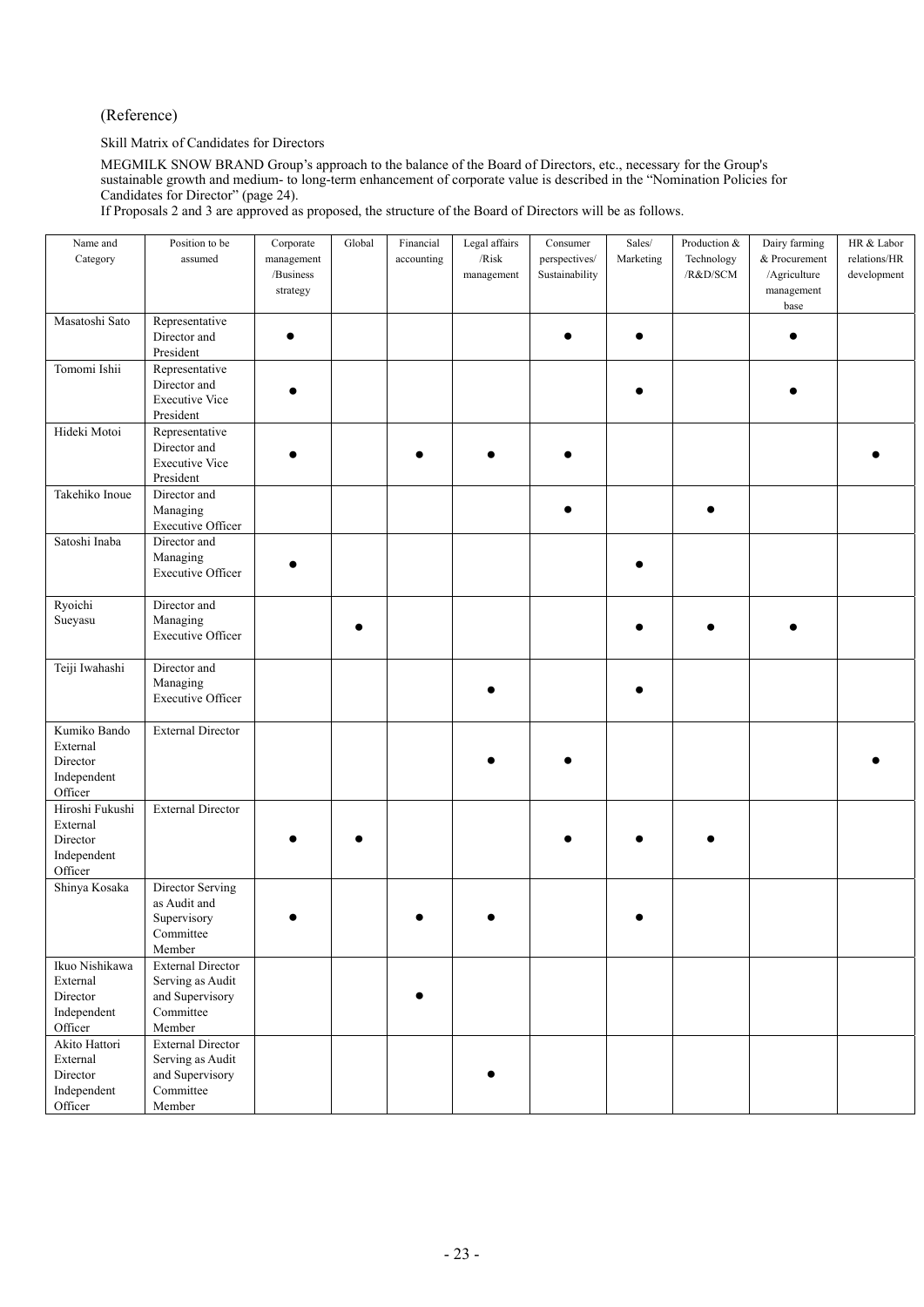(Reference)

Skill Matrix of Candidates for Directors

MEGMILK SNOW BRAND Group's approach to the balance of the Board of Directors, etc., necessary for the Group's sustainable growth and medium- to long-term enhancement of corporate value is described in the "Nomination Policies for Candidates for Director" (page 24).

If Proposals 2 and 3 are approved as proposed, the structure of the Board of Directors will be as follows.

| Name and Category | Position to be assumed | Corporate management /Business strategy | Global | Financial accounting | Legal affairs /Risk management | Consumer perspectives/ Sustainability | Sales/ Marketing | Production & Technology /R&D/SCM | Dairy farming & Procurement /Agriculture management base | HR & Labor relations/HR development |
|---|---|---|---|---|---|---|---|---|---|---|
| Masatoshi Sato | Representative Director and President | ● | | | | ● | ● | | ● | |
| Tomomi Ishii | Representative Director and Executive Vice President | ● | | | | | ● | | ● | |
| Hideki Motoi | Representative Director and Executive Vice President | ● | | ● | ● | ● | | | | ● |
| Takehiko Inoue | Director and Managing Executive Officer | | | | | ● | | ● | | |
| Satoshi Inaba | Director and Managing Executive Officer | ● | | | | | ● | | | |
| Ryoichi Sueyasu | Director and Managing Executive Officer | | ● | | | | ● | ● | ● | |
| Teiji Iwahashi | Director and Managing Executive Officer | | | | ● | | ● | | | |
| Kumiko Bando External Director Independent Officer | External Director | | | | ● | ● | | | | ● |
| Hiroshi Fukushi External Director Independent Officer | External Director | ● | ● | | | ● | ● | ● | | |
| Shinya Kosaka | Director Serving as Audit and Supervisory Committee Member | ● | | ● | ● | | ● | | | |
| Ikuo Nishikawa External Director Independent Officer | External Director Serving as Audit and Supervisory Committee Member | | | ● | | | | | | |
| Akito Hattori External Director Independent Officer | External Director Serving as Audit and Supervisory Committee Member | | | | ● | | | | | |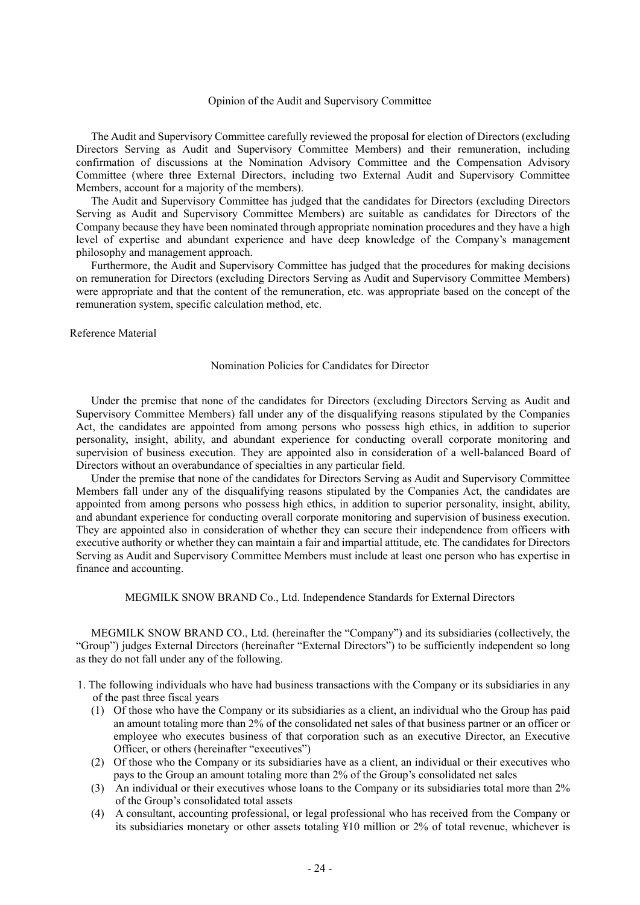## Opinion of the Audit and Supervisory Committee

The Audit and Supervisory Committee carefully reviewed the proposal for election of Directors (excluding Directors Serving as Audit and Supervisory Committee Members) and their remuneration, including confirmation of discussions at the Nomination Advisory Committee and the Compensation Advisory Committee (where three External Directors, including two External Audit and Supervisory Committee Members, account for a majority of the members).

The Audit and Supervisory Committee has judged that the candidates for Directors (excluding Directors Serving as Audit and Supervisory Committee Members) are suitable as candidates for Directors of the Company because they have been nominated through appropriate nomination procedures and they have a high level of expertise and abundant experience and have deep knowledge of the Company's management philosophy and management approach.

Furthermore, the Audit and Supervisory Committee has judged that the procedures for making decisions on remuneration for Directors (excluding Directors Serving as Audit and Supervisory Committee Members) were appropriate and that the content of the remuneration, etc. was appropriate based on the concept of the remuneration system, specific calculation method, etc.

Reference Material

## Nomination Policies for Candidates for Director

Under the premise that none of the candidates for Directors (excluding Directors Serving as Audit and Supervisory Committee Members) fall under any of the disqualifying reasons stipulated by the Companies Act, the candidates are appointed from among persons who possess high ethics, in addition to superior personality, insight, ability, and abundant experience for conducting overall corporate monitoring and supervision of business execution. They are appointed also in consideration of a well-balanced Board of Directors without an overabundance of specialties in any particular field.

Under the premise that none of the candidates for Directors Serving as Audit and Supervisory Committee Members fall under any of the disqualifying reasons stipulated by the Companies Act, the candidates are appointed from among persons who possess high ethics, in addition to superior personality, insight, ability, and abundant experience for conducting overall corporate monitoring and supervision of business execution. They are appointed also in consideration of whether they can secure their independence from officers with executive authority or whether they can maintain a fair and impartial attitude, etc. The candidates for Directors Serving as Audit and Supervisory Committee Members must include at least one person who has expertise in finance and accounting.

## MEGMILK SNOW BRAND Co., Ltd. Independence Standards for External Directors

MEGMILK SNOW BRAND CO., Ltd. (hereinafter the "Company") and its subsidiaries (collectively, the "Group") judges External Directors (hereinafter "External Directors") to be sufficiently independent so long as they do not fall under any of the following.

1. The following individuals who have had business transactions with the Company or its subsidiaries in any of the past three fiscal years
   (1) Of those who have the Company or its subsidiaries as a client, an individual who the Group has paid an amount totaling more than 2% of the consolidated net sales of that business partner or an officer or employee who executes business of that corporation such as an executive Director, an Executive Officer, or others (hereinafter "executives")
   (2) Of those who the Company or its subsidiaries have as a client, an individual or their executives who pays to the Group an amount totaling more than 2% of the Group's consolidated net sales
   (3) An individual or their executives whose loans to the Company or its subsidiaries total more than 2% of the Group's consolidated total assets
   (4) A consultant, accounting professional, or legal professional who has received from the Company or its subsidiaries monetary or other assets totaling ¥10 million or 2% of total revenue, whichever is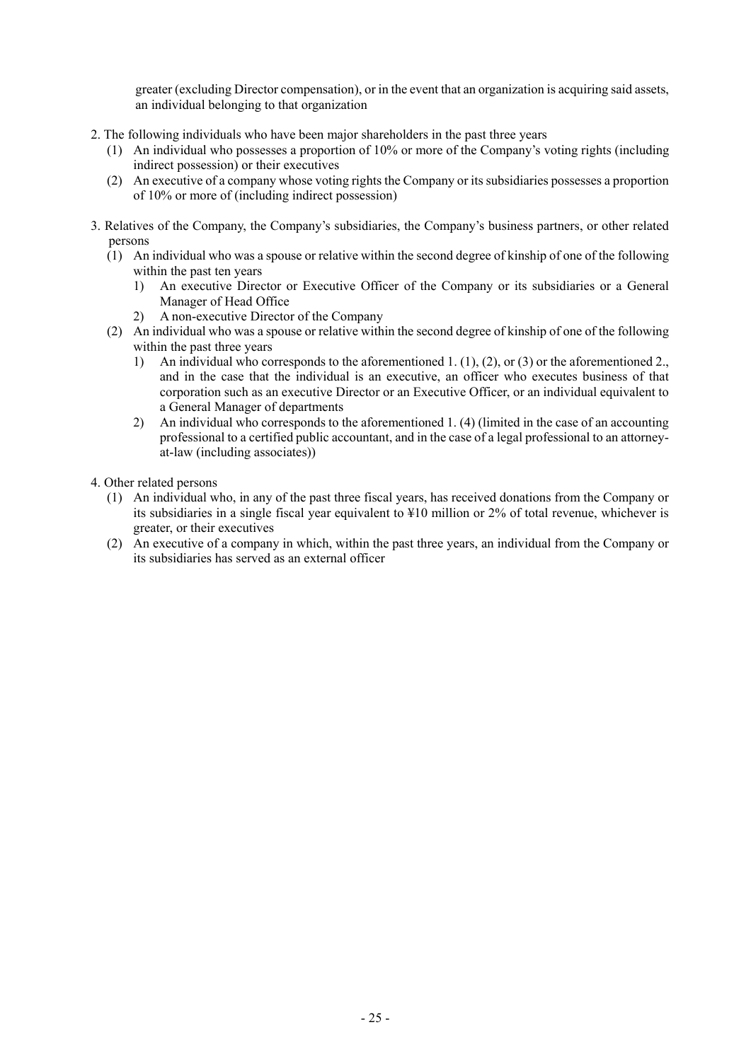greater (excluding Director compensation), or in the event that an organization is acquiring said assets, an individual belonging to that organization

2. The following individuals who have been major shareholders in the past three years
   (1) An individual who possesses a proportion of 10% or more of the Company's voting rights (including indirect possession) or their executives
   (2) An executive of a company whose voting rights the Company or its subsidiaries possesses a proportion of 10% or more of (including indirect possession)

3. Relatives of the Company, the Company's subsidiaries, the Company's business partners, or other related persons
   (1) An individual who was a spouse or relative within the second degree of kinship of one of the following within the past ten years
      1) An executive Director or Executive Officer of the Company or its subsidiaries or a General Manager of Head Office
      2) A non-executive Director of the Company
   (2) An individual who was a spouse or relative within the second degree of kinship of one of the following within the past three years
      1) An individual who corresponds to the aforementioned 1. (1), (2), or (3) or the aforementioned 2., and in the case that the individual is an executive, an officer who executes business of that corporation such as an executive Director or an Executive Officer, or an individual equivalent to a General Manager of departments
      2) An individual who corresponds to the aforementioned 1. (4) (limited in the case of an accounting professional to a certified public accountant, and in the case of a legal professional to an attorney-at-law (including associates))

4. Other related persons
   (1) An individual who, in any of the past three fiscal years, has received donations from the Company or its subsidiaries in a single fiscal year equivalent to ¥10 million or 2% of total revenue, whichever is greater, or their executives
   (2) An executive of a company in which, within the past three years, an individual from the Company or its subsidiaries has served as an external officer